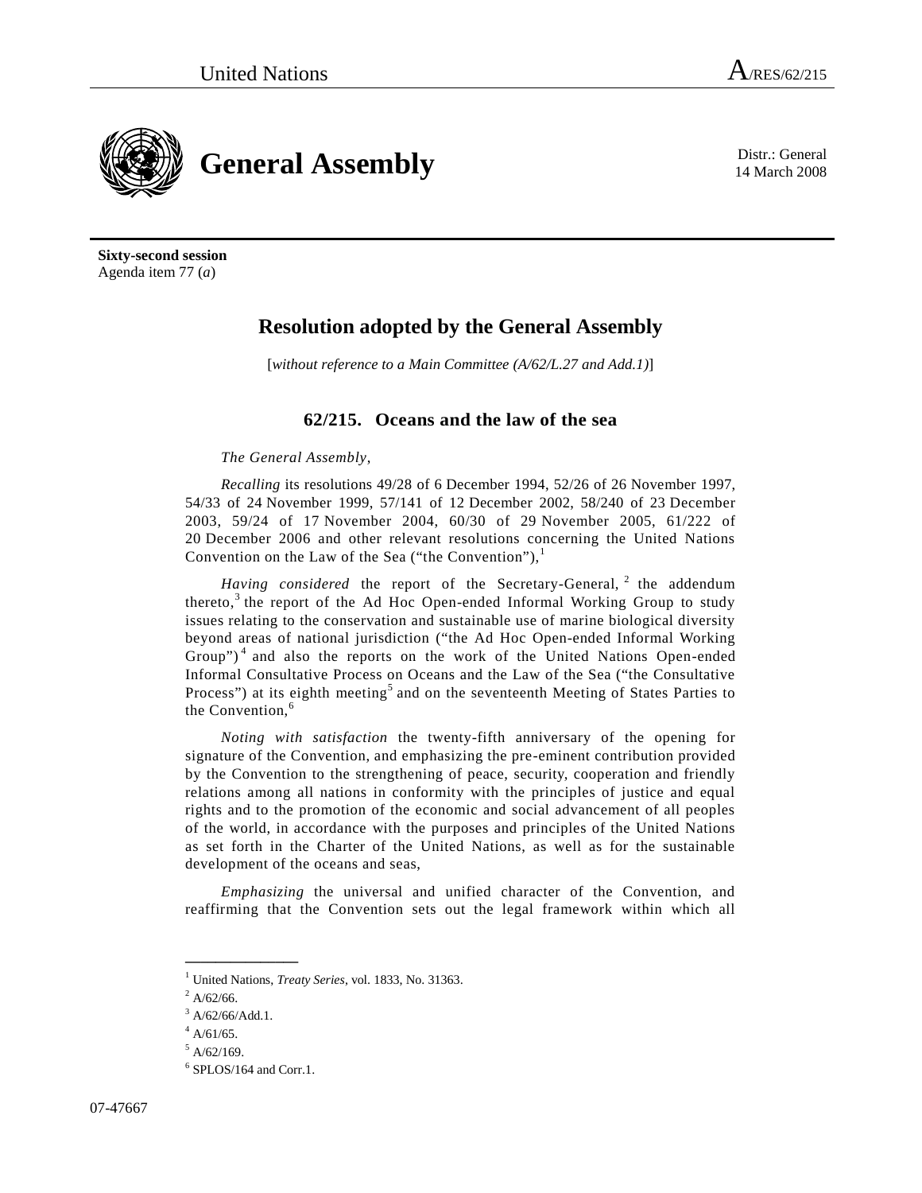United Nations A/RES/62/215

# General Assembly

Distr.: General
14 March 2008

**Sixty-second session**
Agenda item 77 (*a*)

## Resolution adopted by the General Assembly

[*without reference to a Main Committee (A/62/L.27 and Add.1)*]

### 62/215. Oceans and the law of the sea

*The General Assembly*,

*Recalling* its resolutions 49/28 of 6 December 1994, 52/26 of 26 November 1997, 54/33 of 24 November 1999, 57/141 of 12 December 2002, 58/240 of 23 December 2003, 59/24 of 17 November 2004, 60/30 of 29 November 2005, 61/222 of 20 December 2006 and other relevant resolutions concerning the United Nations Convention on the Law of the Sea ("the Convention"),[1]

*Having considered* the report of the Secretary-General,[2] the addendum thereto,[3] the report of the Ad Hoc Open-ended Informal Working Group to study issues relating to the conservation and sustainable use of marine biological diversity beyond areas of national jurisdiction ("the Ad Hoc Open-ended Informal Working Group")[4] and also the reports on the work of the United Nations Open-ended Informal Consultative Process on Oceans and the Law of the Sea ("the Consultative Process") at its eighth meeting[5] and on the seventeenth Meeting of States Parties to the Convention,[6]

*Noting with satisfaction* the twenty-fifth anniversary of the opening for signature of the Convention, and emphasizing the pre-eminent contribution provided by the Convention to the strengthening of peace, security, cooperation and friendly relations among all nations in conformity with the principles of justice and equal rights and to the promotion of the economic and social advancement of all peoples of the world, in accordance with the purposes and principles of the United Nations as set forth in the Charter of the United Nations, as well as for the sustainable development of the oceans and seas,

*Emphasizing* the universal and unified character of the Convention, and reaffirming that the Convention sets out the legal framework within which all

---

[1] United Nations, *Treaty Series*, vol. 1833, No. 31363.
[2] A/62/66.
[3] A/62/66/Add.1.
[4] A/61/65.
[5] A/62/169.
[6] SPLOS/164 and Corr.1.

07-47667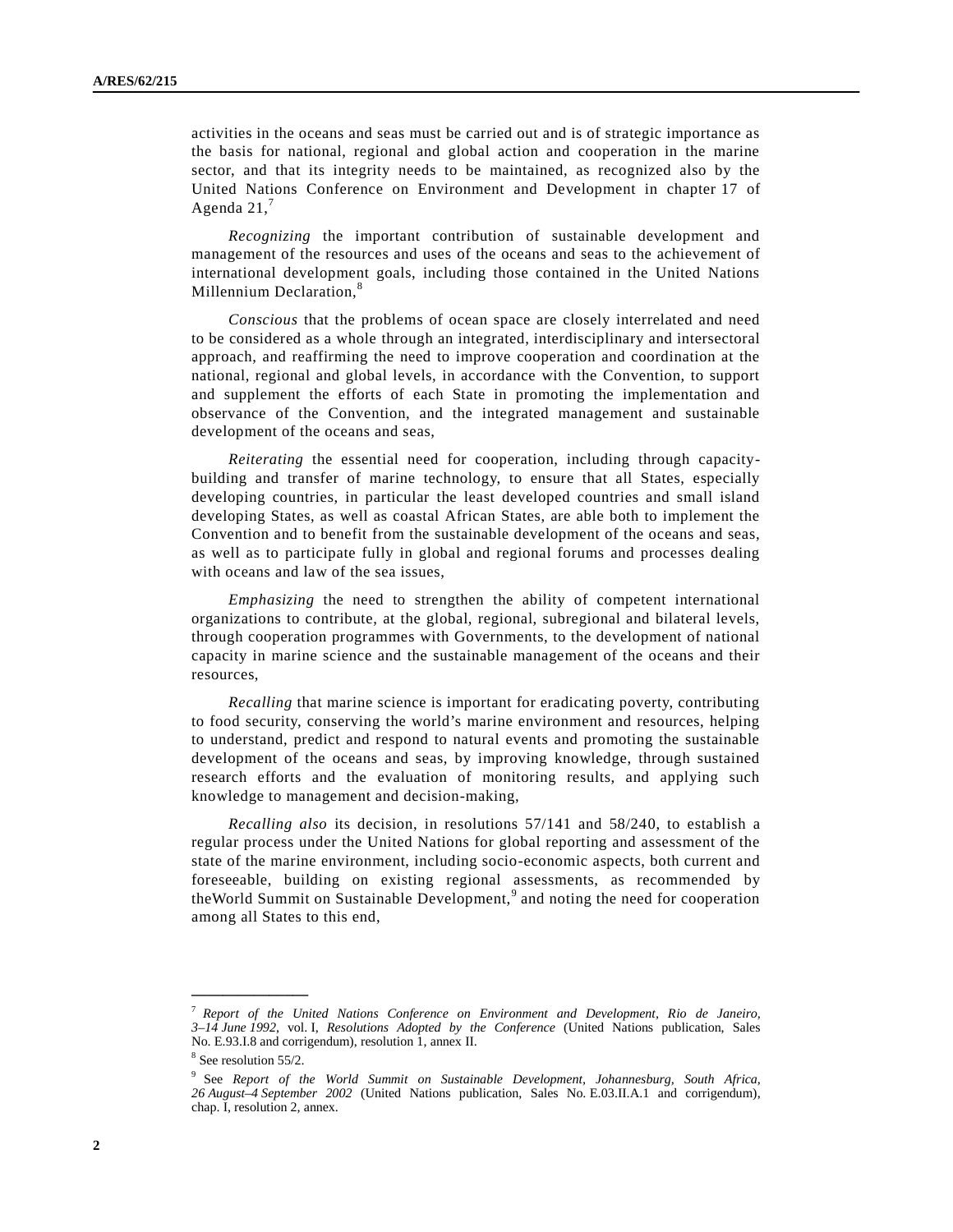activities in the oceans and seas must be carried out and is of strategic importance as the basis for national, regional and global action and cooperation in the marine sector, and that its integrity needs to be maintained, as recognized also by the United Nations Conference on Environment and Development in chapter 17 of Agenda 21,[7]

*Recognizing* the important contribution of sustainable development and management of the resources and uses of the oceans and seas to the achievement of international development goals, including those contained in the United Nations Millennium Declaration,[8]

*Conscious* that the problems of ocean space are closely interrelated and need to be considered as a whole through an integrated, interdisciplinary and intersectoral approach, and reaffirming the need to improve cooperation and coordination at the national, regional and global levels, in accordance with the Convention, to support and supplement the efforts of each State in promoting the implementation and observance of the Convention, and the integrated management and sustainable development of the oceans and seas,

*Reiterating* the essential need for cooperation, including through capacity-building and transfer of marine technology, to ensure that all States, especially developing countries, in particular the least developed countries and small island developing States, as well as coastal African States, are able both to implement the Convention and to benefit from the sustainable development of the oceans and seas, as well as to participate fully in global and regional forums and processes dealing with oceans and law of the sea issues,

*Emphasizing* the need to strengthen the ability of competent international organizations to contribute, at the global, regional, subregional and bilateral levels, through cooperation programmes with Governments, to the development of national capacity in marine science and the sustainable management of the oceans and their resources,

*Recalling* that marine science is important for eradicating poverty, contributing to food security, conserving the world's marine environment and resources, helping to understand, predict and respond to natural events and promoting the sustainable development of the oceans and seas, by improving knowledge, through sustained research efforts and the evaluation of monitoring results, and applying such knowledge to management and decision-making,

*Recalling also* its decision, in resolutions 57/141 and 58/240, to establish a regular process under the United Nations for global reporting and assessment of the state of the marine environment, including socio-economic aspects, both current and foreseeable, building on existing regional assessments, as recommended by theWorld Summit on Sustainable Development,[9] and noting the need for cooperation among all States to this end,

---

[7] *Report of the United Nations Conference on Environment and Development, Rio de Janeiro, 3–14 June 1992*, vol. I, *Resolutions Adopted by the Conference* (United Nations publication, Sales No. E.93.I.8 and corrigendum), resolution 1, annex II.

[8] See resolution 55/2.

[9] See *Report of the World Summit on Sustainable Development, Johannesburg, South Africa, 26 August–4 September 2002* (United Nations publication, Sales No. E.03.II.A.1 and corrigendum), chap. I, resolution 2, annex.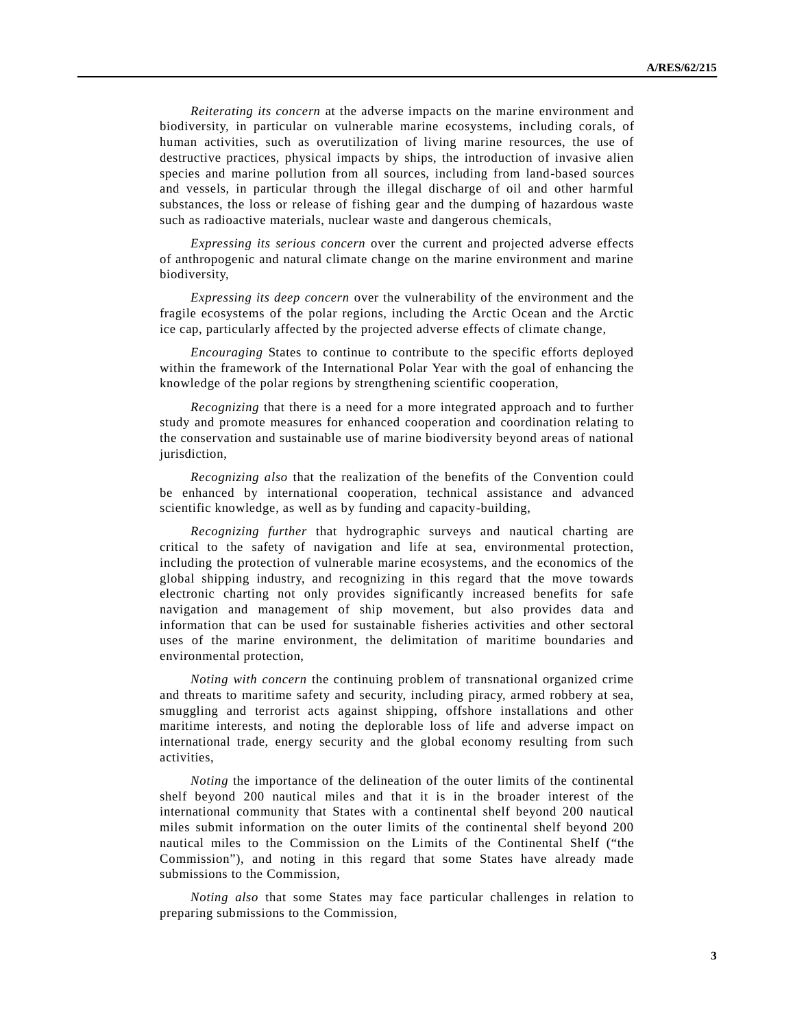*Reiterating its concern* at the adverse impacts on the marine environment and biodiversity, in particular on vulnerable marine ecosystems, including corals, of human activities, such as overutilization of living marine resources, the use of destructive practices, physical impacts by ships, the introduction of invasive alien species and marine pollution from all sources, including from land-based sources and vessels, in particular through the illegal discharge of oil and other harmful substances, the loss or release of fishing gear and the dumping of hazardous waste such as radioactive materials, nuclear waste and dangerous chemicals,

*Expressing its serious concern* over the current and projected adverse effects of anthropogenic and natural climate change on the marine environment and marine biodiversity,

*Expressing its deep concern* over the vulnerability of the environment and the fragile ecosystems of the polar regions, including the Arctic Ocean and the Arctic ice cap, particularly affected by the projected adverse effects of climate change,

*Encouraging* States to continue to contribute to the specific efforts deployed within the framework of the International Polar Year with the goal of enhancing the knowledge of the polar regions by strengthening scientific cooperation,

*Recognizing* that there is a need for a more integrated approach and to further study and promote measures for enhanced cooperation and coordination relating to the conservation and sustainable use of marine biodiversity beyond areas of national jurisdiction,

*Recognizing also* that the realization of the benefits of the Convention could be enhanced by international cooperation, technical assistance and advanced scientific knowledge, as well as by funding and capacity-building,

*Recognizing further* that hydrographic surveys and nautical charting are critical to the safety of navigation and life at sea, environmental protection, including the protection of vulnerable marine ecosystems, and the economics of the global shipping industry, and recognizing in this regard that the move towards electronic charting not only provides significantly increased benefits for safe navigation and management of ship movement, but also provides data and information that can be used for sustainable fisheries activities and other sectoral uses of the marine environment, the delimitation of maritime boundaries and environmental protection,

*Noting with concern* the continuing problem of transnational organized crime and threats to maritime safety and security, including piracy, armed robbery at sea, smuggling and terrorist acts against shipping, offshore installations and other maritime interests, and noting the deplorable loss of life and adverse impact on international trade, energy security and the global economy resulting from such activities,

*Noting* the importance of the delineation of the outer limits of the continental shelf beyond 200 nautical miles and that it is in the broader interest of the international community that States with a continental shelf beyond 200 nautical miles submit information on the outer limits of the continental shelf beyond 200 nautical miles to the Commission on the Limits of the Continental Shelf ("the Commission"), and noting in this regard that some States have already made submissions to the Commission,

*Noting also* that some States may face particular challenges in relation to preparing submissions to the Commission,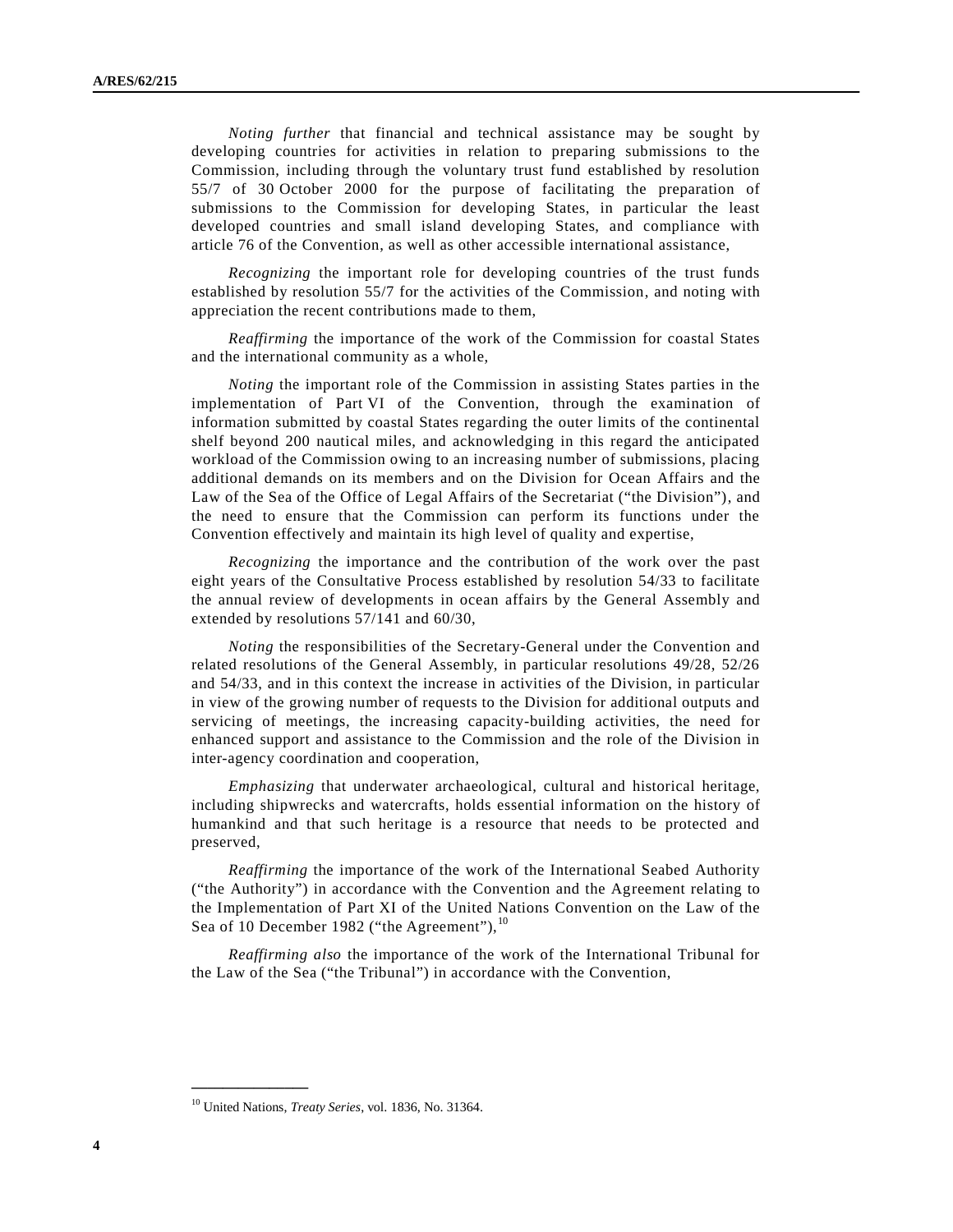*Noting further* that financial and technical assistance may be sought by developing countries for activities in relation to preparing submissions to the Commission, including through the voluntary trust fund established by resolution 55/7 of 30 October 2000 for the purpose of facilitating the preparation of submissions to the Commission for developing States, in particular the least developed countries and small island developing States, and compliance with article 76 of the Convention, as well as other accessible international assistance,

*Recognizing* the important role for developing countries of the trust funds established by resolution 55/7 for the activities of the Commission, and noting with appreciation the recent contributions made to them,

*Reaffirming* the importance of the work of the Commission for coastal States and the international community as a whole,

*Noting* the important role of the Commission in assisting States parties in the implementation of Part VI of the Convention, through the examination of information submitted by coastal States regarding the outer limits of the continental shelf beyond 200 nautical miles, and acknowledging in this regard the anticipated workload of the Commission owing to an increasing number of submissions, placing additional demands on its members and on the Division for Ocean Affairs and the Law of the Sea of the Office of Legal Affairs of the Secretariat ("the Division"), and the need to ensure that the Commission can perform its functions under the Convention effectively and maintain its high level of quality and expertise,

*Recognizing* the importance and the contribution of the work over the past eight years of the Consultative Process established by resolution 54/33 to facilitate the annual review of developments in ocean affairs by the General Assembly and extended by resolutions 57/141 and 60/30,

*Noting* the responsibilities of the Secretary-General under the Convention and related resolutions of the General Assembly, in particular resolutions 49/28, 52/26 and 54/33, and in this context the increase in activities of the Division, in particular in view of the growing number of requests to the Division for additional outputs and servicing of meetings, the increasing capacity-building activities, the need for enhanced support and assistance to the Commission and the role of the Division in inter-agency coordination and cooperation,

*Emphasizing* that underwater archaeological, cultural and historical heritage, including shipwrecks and watercrafts, holds essential information on the history of humankind and that such heritage is a resource that needs to be protected and preserved,

*Reaffirming* the importance of the work of the International Seabed Authority ("the Authority") in accordance with the Convention and the Agreement relating to the Implementation of Part XI of the United Nations Convention on the Law of the Sea of 10 December 1982 ("the Agreement"),[10]

*Reaffirming also* the importance of the work of the International Tribunal for the Law of the Sea ("the Tribunal") in accordance with the Convention,

---

[10] United Nations, *Treaty Series*, vol. 1836, No. 31364.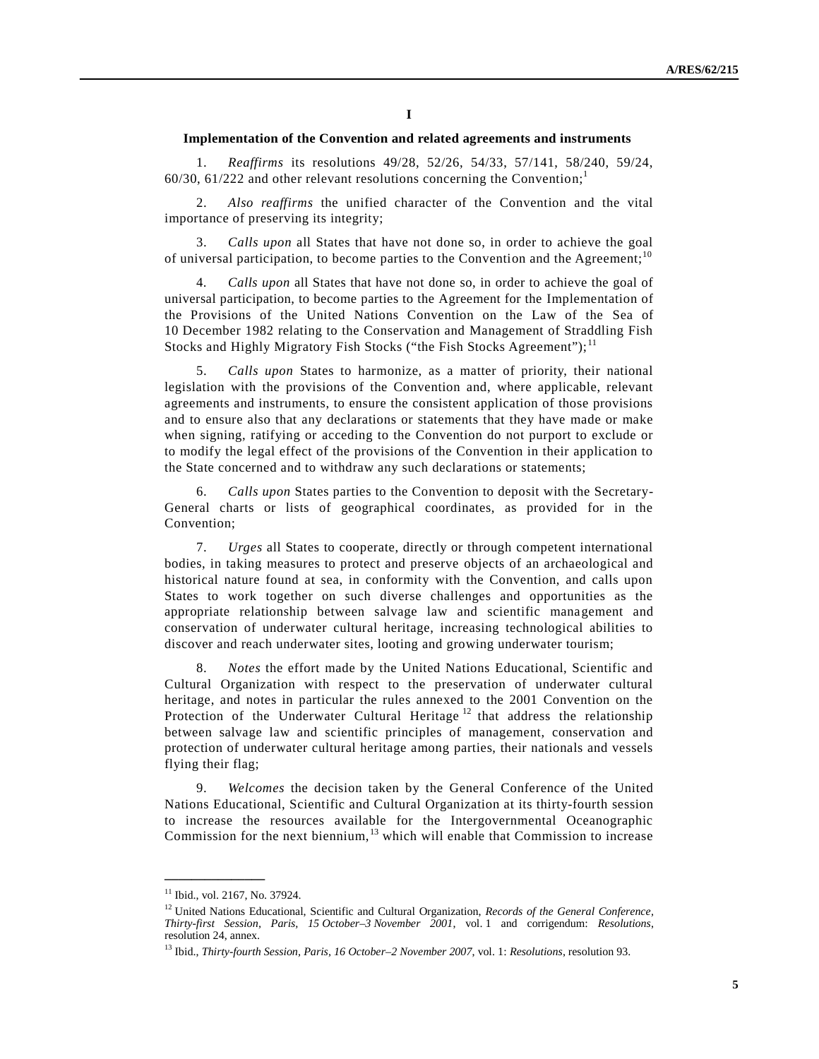## I

### Implementation of the Convention and related agreements and instruments

1. *Reaffirms* its resolutions 49/28, 52/26, 54/33, 57/141, 58/240, 59/24, 60/30, 61/222 and other relevant resolutions concerning the Convention;[1]

2. *Also reaffirms* the unified character of the Convention and the vital importance of preserving its integrity;

3. *Calls upon* all States that have not done so, in order to achieve the goal of universal participation, to become parties to the Convention and the Agreement;[10]

4. *Calls upon* all States that have not done so, in order to achieve the goal of universal participation, to become parties to the Agreement for the Implementation of the Provisions of the United Nations Convention on the Law of the Sea of 10 December 1982 relating to the Conservation and Management of Straddling Fish Stocks and Highly Migratory Fish Stocks ("the Fish Stocks Agreement");[11]

5. *Calls upon* States to harmonize, as a matter of priority, their national legislation with the provisions of the Convention and, where applicable, relevant agreements and instruments, to ensure the consistent application of those provisions and to ensure also that any declarations or statements that they have made or make when signing, ratifying or acceding to the Convention do not purport to exclude or to modify the legal effect of the provisions of the Convention in their application to the State concerned and to withdraw any such declarations or statements;

6. *Calls upon* States parties to the Convention to deposit with the Secretary-General charts or lists of geographical coordinates, as provided for in the Convention;

7. *Urges* all States to cooperate, directly or through competent international bodies, in taking measures to protect and preserve objects of an archaeological and historical nature found at sea, in conformity with the Convention, and calls upon States to work together on such diverse challenges and opportunities as the appropriate relationship between salvage law and scientific management and conservation of underwater cultural heritage, increasing technological abilities to discover and reach underwater sites, looting and growing underwater tourism;

8. *Notes* the effort made by the United Nations Educational, Scientific and Cultural Organization with respect to the preservation of underwater cultural heritage, and notes in particular the rules annexed to the 2001 Convention on the Protection of the Underwater Cultural Heritage[12] that address the relationship between salvage law and scientific principles of management, conservation and protection of underwater cultural heritage among parties, their nationals and vessels flying their flag;

9. *Welcomes* the decision taken by the General Conference of the United Nations Educational, Scientific and Cultural Organization at its thirty-fourth session to increase the resources available for the Intergovernmental Oceanographic Commission for the next biennium,[13] which will enable that Commission to increase

---

[11] Ibid., vol. 2167, No. 37924.

[12] United Nations Educational, Scientific and Cultural Organization, *Records of the General Conference, Thirty-first Session, Paris, 15 October–3 November 2001*, vol. 1 and corrigendum: *Resolutions*, resolution 24, annex.

[13] Ibid., *Thirty-fourth Session, Paris, 16 October–2 November 2007*, vol. 1: *Resolutions*, resolution 93.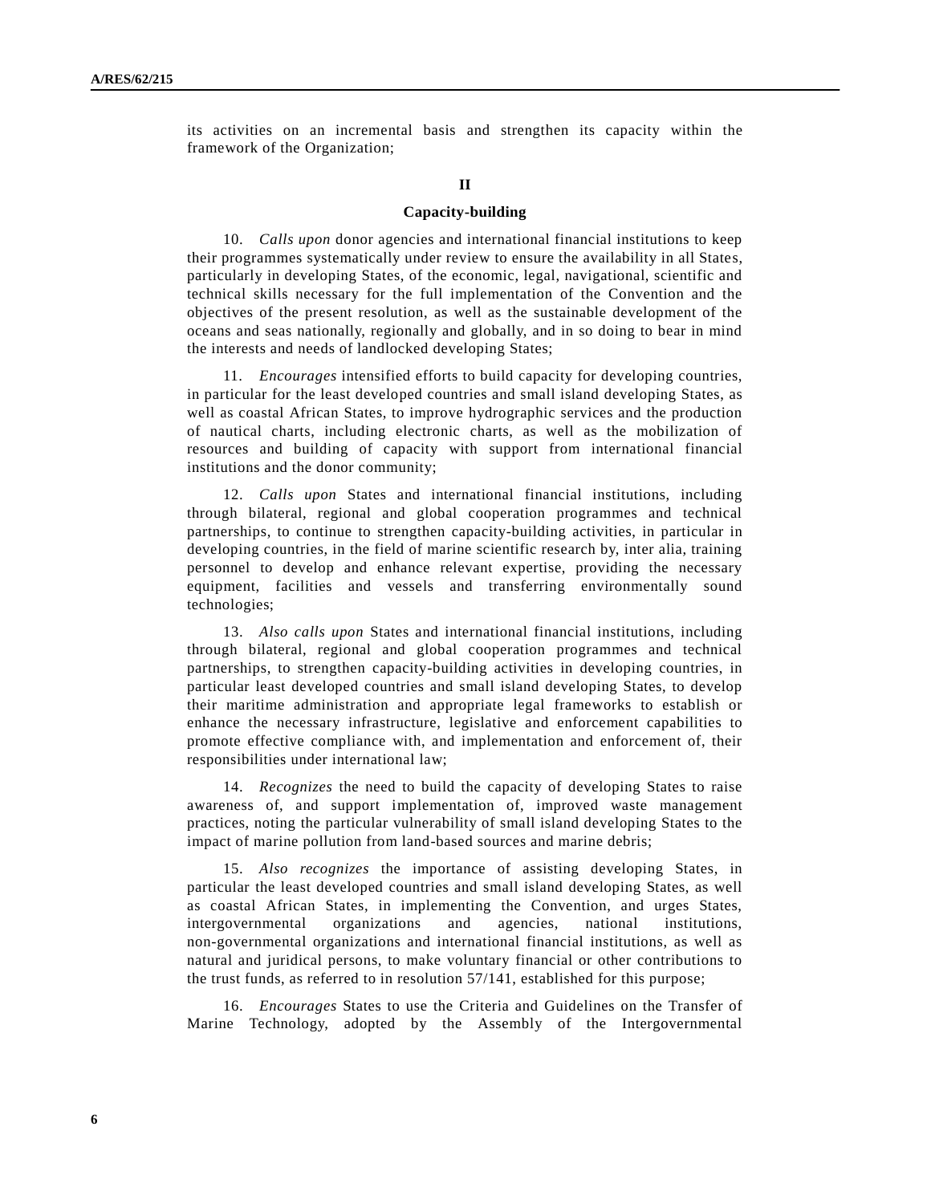its activities on an incremental basis and strengthen its capacity within the framework of the Organization;

## II

## Capacity-building

10. *Calls upon* donor agencies and international financial institutions to keep their programmes systematically under review to ensure the availability in all States, particularly in developing States, of the economic, legal, navigational, scientific and technical skills necessary for the full implementation of the Convention and the objectives of the present resolution, as well as the sustainable development of the oceans and seas nationally, regionally and globally, and in so doing to bear in mind the interests and needs of landlocked developing States;

11. *Encourages* intensified efforts to build capacity for developing countries, in particular for the least developed countries and small island developing States, as well as coastal African States, to improve hydrographic services and the production of nautical charts, including electronic charts, as well as the mobilization of resources and building of capacity with support from international financial institutions and the donor community;

12. *Calls upon* States and international financial institutions, including through bilateral, regional and global cooperation programmes and technical partnerships, to continue to strengthen capacity-building activities, in particular in developing countries, in the field of marine scientific research by, inter alia, training personnel to develop and enhance relevant expertise, providing the necessary equipment, facilities and vessels and transferring environmentally sound technologies;

13. *Also calls upon* States and international financial institutions, including through bilateral, regional and global cooperation programmes and technical partnerships, to strengthen capacity-building activities in developing countries, in particular least developed countries and small island developing States, to develop their maritime administration and appropriate legal frameworks to establish or enhance the necessary infrastructure, legislative and enforcement capabilities to promote effective compliance with, and implementation and enforcement of, their responsibilities under international law;

14. *Recognizes* the need to build the capacity of developing States to raise awareness of, and support implementation of, improved waste management practices, noting the particular vulnerability of small island developing States to the impact of marine pollution from land-based sources and marine debris;

15. *Also recognizes* the importance of assisting developing States, in particular the least developed countries and small island developing States, as well as coastal African States, in implementing the Convention, and urges States, intergovernmental organizations and agencies, national institutions, non-governmental organizations and international financial institutions, as well as natural and juridical persons, to make voluntary financial or other contributions to the trust funds, as referred to in resolution 57/141, established for this purpose;

16. *Encourages* States to use the Criteria and Guidelines on the Transfer of Marine Technology, adopted by the Assembly of the Intergovernmental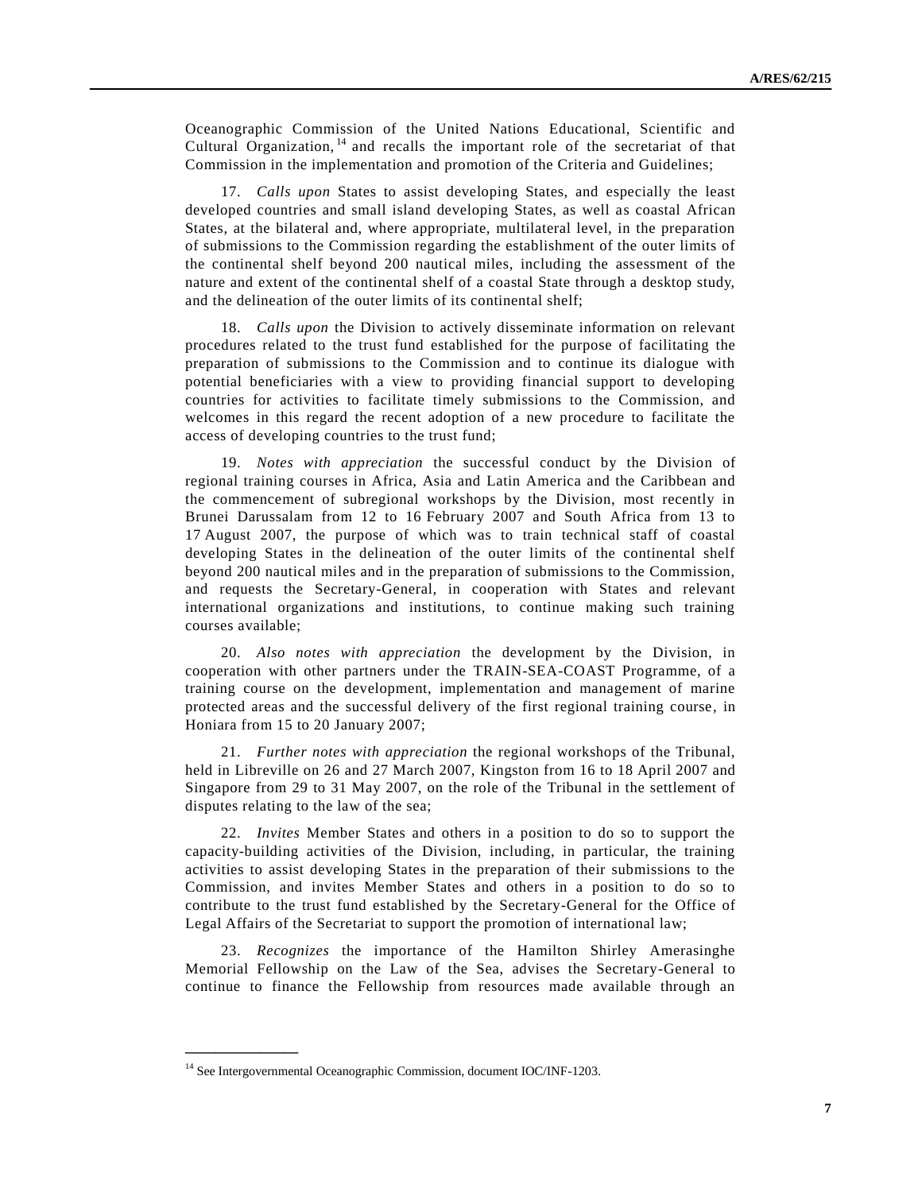Oceanographic Commission of the United Nations Educational, Scientific and Cultural Organization,[14] and recalls the important role of the secretariat of that Commission in the implementation and promotion of the Criteria and Guidelines;

17. *Calls upon* States to assist developing States, and especially the least developed countries and small island developing States, as well as coastal African States, at the bilateral and, where appropriate, multilateral level, in the preparation of submissions to the Commission regarding the establishment of the outer limits of the continental shelf beyond 200 nautical miles, including the assessment of the nature and extent of the continental shelf of a coastal State through a desktop study, and the delineation of the outer limits of its continental shelf;

18. *Calls upon* the Division to actively disseminate information on relevant procedures related to the trust fund established for the purpose of facilitating the preparation of submissions to the Commission and to continue its dialogue with potential beneficiaries with a view to providing financial support to developing countries for activities to facilitate timely submissions to the Commission, and welcomes in this regard the recent adoption of a new procedure to facilitate the access of developing countries to the trust fund;

19. *Notes with appreciation* the successful conduct by the Division of regional training courses in Africa, Asia and Latin America and the Caribbean and the commencement of subregional workshops by the Division, most recently in Brunei Darussalam from 12 to 16 February 2007 and South Africa from 13 to 17 August 2007, the purpose of which was to train technical staff of coastal developing States in the delineation of the outer limits of the continental shelf beyond 200 nautical miles and in the preparation of submissions to the Commission, and requests the Secretary-General, in cooperation with States and relevant international organizations and institutions, to continue making such training courses available;

20. *Also notes with appreciation* the development by the Division, in cooperation with other partners under the TRAIN-SEA-COAST Programme, of a training course on the development, implementation and management of marine protected areas and the successful delivery of the first regional training course, in Honiara from 15 to 20 January 2007;

21. *Further notes with appreciation* the regional workshops of the Tribunal, held in Libreville on 26 and 27 March 2007, Kingston from 16 to 18 April 2007 and Singapore from 29 to 31 May 2007, on the role of the Tribunal in the settlement of disputes relating to the law of the sea;

22. *Invites* Member States and others in a position to do so to support the capacity-building activities of the Division, including, in particular, the training activities to assist developing States in the preparation of their submissions to the Commission, and invites Member States and others in a position to do so to contribute to the trust fund established by the Secretary-General for the Office of Legal Affairs of the Secretariat to support the promotion of international law;

23. *Recognizes* the importance of the Hamilton Shirley Amerasinghe Memorial Fellowship on the Law of the Sea, advises the Secretary-General to continue to finance the Fellowship from resources made available through an

---

[14] See Intergovernmental Oceanographic Commission, document IOC/INF-1203.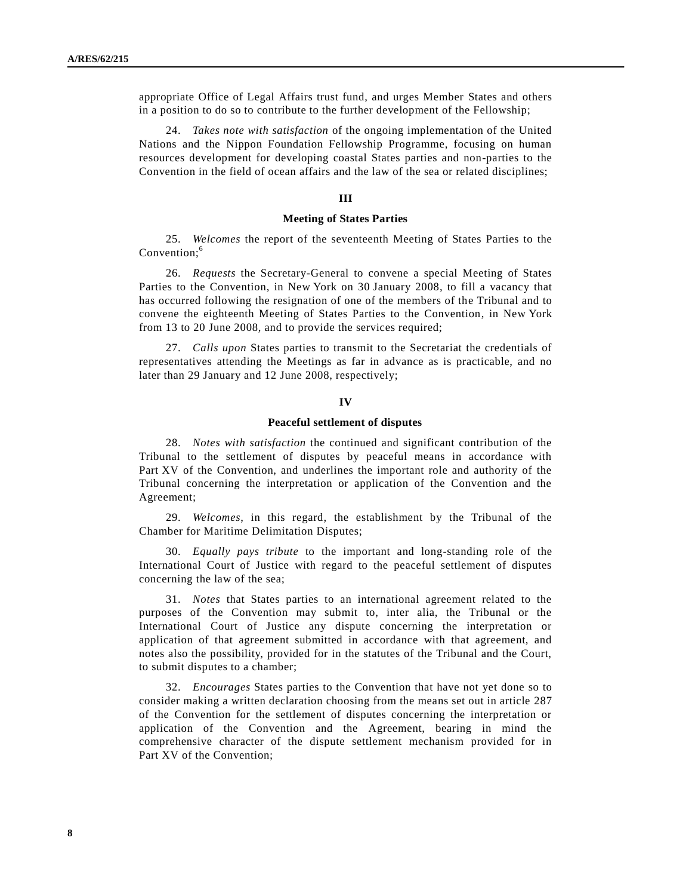appropriate Office of Legal Affairs trust fund, and urges Member States and others in a position to do so to contribute to the further development of the Fellowship;

24. *Takes note with satisfaction* of the ongoing implementation of the United Nations and the Nippon Foundation Fellowship Programme, focusing on human resources development for developing coastal States parties and non-parties to the Convention in the field of ocean affairs and the law of the sea or related disciplines;

## III

### Meeting of States Parties

25. *Welcomes* the report of the seventeenth Meeting of States Parties to the Convention;[6]

26. *Requests* the Secretary-General to convene a special Meeting of States Parties to the Convention, in New York on 30 January 2008, to fill a vacancy that has occurred following the resignation of one of the members of the Tribunal and to convene the eighteenth Meeting of States Parties to the Convention, in New York from 13 to 20 June 2008, and to provide the services required;

27. *Calls upon* States parties to transmit to the Secretariat the credentials of representatives attending the Meetings as far in advance as is practicable, and no later than 29 January and 12 June 2008, respectively;

## IV

### Peaceful settlement of disputes

28. *Notes with satisfaction* the continued and significant contribution of the Tribunal to the settlement of disputes by peaceful means in accordance with Part XV of the Convention, and underlines the important role and authority of the Tribunal concerning the interpretation or application of the Convention and the Agreement;

29. *Welcomes*, in this regard, the establishment by the Tribunal of the Chamber for Maritime Delimitation Disputes;

30. *Equally pays tribute* to the important and long-standing role of the International Court of Justice with regard to the peaceful settlement of disputes concerning the law of the sea;

31. *Notes* that States parties to an international agreement related to the purposes of the Convention may submit to, inter alia, the Tribunal or the International Court of Justice any dispute concerning the interpretation or application of that agreement submitted in accordance with that agreement, and notes also the possibility, provided for in the statutes of the Tribunal and the Court, to submit disputes to a chamber;

32. *Encourages* States parties to the Convention that have not yet done so to consider making a written declaration choosing from the means set out in article 287 of the Convention for the settlement of disputes concerning the interpretation or application of the Convention and the Agreement, bearing in mind the comprehensive character of the dispute settlement mechanism provided for in Part XV of the Convention;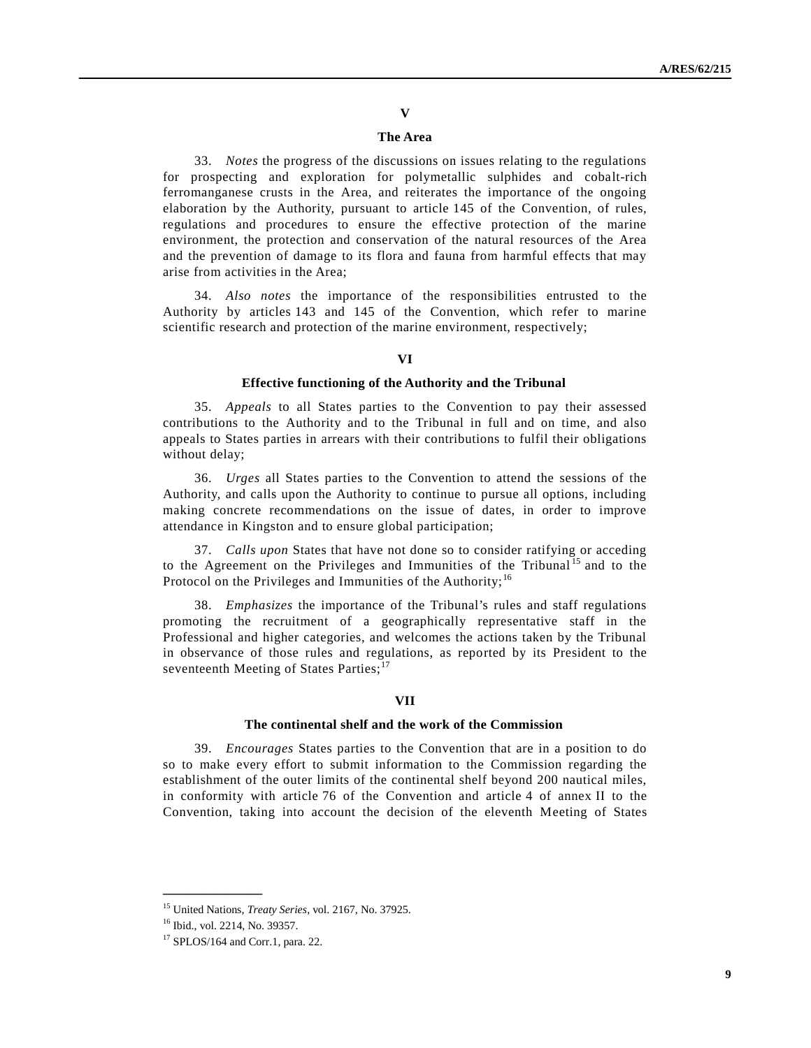## V

### The Area

33. *Notes* the progress of the discussions on issues relating to the regulations for prospecting and exploration for polymetallic sulphides and cobalt-rich ferromanganese crusts in the Area, and reiterates the importance of the ongoing elaboration by the Authority, pursuant to article 145 of the Convention, of rules, regulations and procedures to ensure the effective protection of the marine environment, the protection and conservation of the natural resources of the Area and the prevention of damage to its flora and fauna from harmful effects that may arise from activities in the Area;

34. *Also notes* the importance of the responsibilities entrusted to the Authority by articles 143 and 145 of the Convention, which refer to marine scientific research and protection of the marine environment, respectively;

## VI

### Effective functioning of the Authority and the Tribunal

35. *Appeals* to all States parties to the Convention to pay their assessed contributions to the Authority and to the Tribunal in full and on time, and also appeals to States parties in arrears with their contributions to fulfil their obligations without delay;

36. *Urges* all States parties to the Convention to attend the sessions of the Authority, and calls upon the Authority to continue to pursue all options, including making concrete recommendations on the issue of dates, in order to improve attendance in Kingston and to ensure global participation;

37. *Calls upon* States that have not done so to consider ratifying or acceding to the Agreement on the Privileges and Immunities of the Tribunal[15] and to the Protocol on the Privileges and Immunities of the Authority;[16]

38. *Emphasizes* the importance of the Tribunal's rules and staff regulations promoting the recruitment of a geographically representative staff in the Professional and higher categories, and welcomes the actions taken by the Tribunal in observance of those rules and regulations, as reported by its President to the seventeenth Meeting of States Parties;[17]

## VII

### The continental shelf and the work of the Commission

39. *Encourages* States parties to the Convention that are in a position to do so to make every effort to submit information to the Commission regarding the establishment of the outer limits of the continental shelf beyond 200 nautical miles, in conformity with article 76 of the Convention and article 4 of annex II to the Convention, taking into account the decision of the eleventh Meeting of States

---

[15] United Nations, *Treaty Series*, vol. 2167, No. 37925.

[16] Ibid., vol. 2214, No. 39357.

[17] SPLOS/164 and Corr.1, para. 22.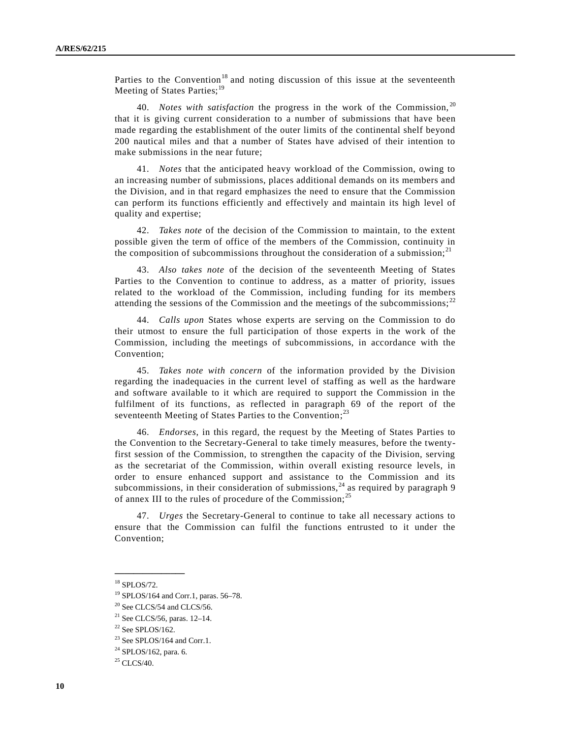Parties to the Convention[18] and noting discussion of this issue at the seventeenth Meeting of States Parties;[19]

40. *Notes with satisfaction* the progress in the work of the Commission,[20] that it is giving current consideration to a number of submissions that have been made regarding the establishment of the outer limits of the continental shelf beyond 200 nautical miles and that a number of States have advised of their intention to make submissions in the near future;

41. *Notes* that the anticipated heavy workload of the Commission, owing to an increasing number of submissions, places additional demands on its members and the Division, and in that regard emphasizes the need to ensure that the Commission can perform its functions efficiently and effectively and maintain its high level of quality and expertise;

42. *Takes note* of the decision of the Commission to maintain, to the extent possible given the term of office of the members of the Commission, continuity in the composition of subcommissions throughout the consideration of a submission;[21]

43. *Also takes note* of the decision of the seventeenth Meeting of States Parties to the Convention to continue to address, as a matter of priority, issues related to the workload of the Commission, including funding for its members attending the sessions of the Commission and the meetings of the subcommissions;[22]

44. *Calls upon* States whose experts are serving on the Commission to do their utmost to ensure the full participation of those experts in the work of the Commission, including the meetings of subcommissions, in accordance with the Convention;

45. *Takes note with concern* of the information provided by the Division regarding the inadequacies in the current level of staffing as well as the hardware and software available to it which are required to support the Commission in the fulfilment of its functions, as reflected in paragraph 69 of the report of the seventeenth Meeting of States Parties to the Convention;[23]

46. *Endorses*, in this regard, the request by the Meeting of States Parties to the Convention to the Secretary-General to take timely measures, before the twenty-first session of the Commission, to strengthen the capacity of the Division, serving as the secretariat of the Commission, within overall existing resource levels, in order to ensure enhanced support and assistance to the Commission and its subcommissions, in their consideration of submissions,[24] as required by paragraph 9 of annex III to the rules of procedure of the Commission;[25]

47. *Urges* the Secretary-General to continue to take all necessary actions to ensure that the Commission can fulfil the functions entrusted to it under the Convention;

---

[18] SPLOS/72.

[19] SPLOS/164 and Corr.1, paras. 56–78.

[20] See CLCS/54 and CLCS/56.

[21] See CLCS/56, paras. 12–14.

[22] See SPLOS/162.

[23] See SPLOS/164 and Corr.1.

[24] SPLOS/162, para. 6.

[25] CLCS/40.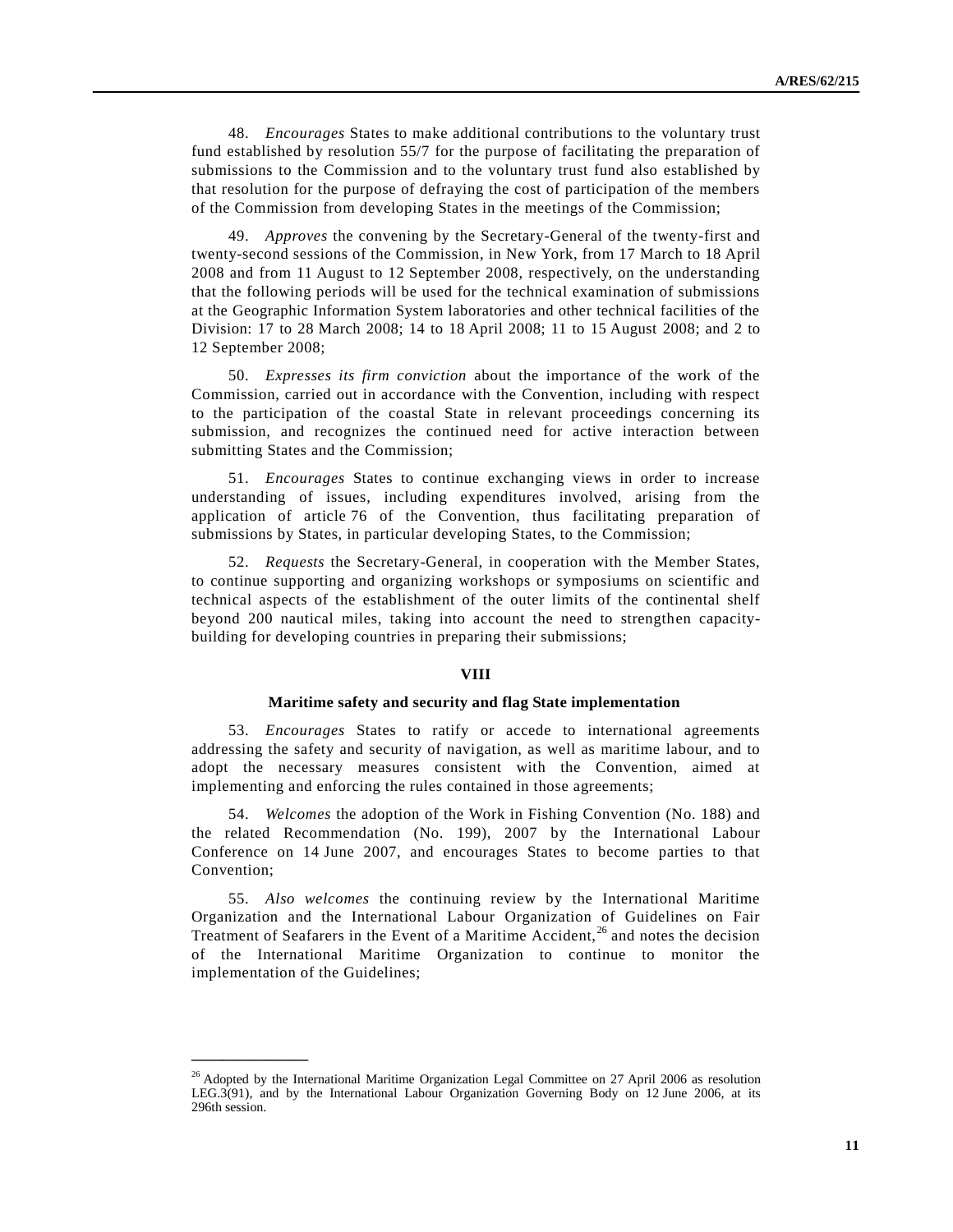48. *Encourages* States to make additional contributions to the voluntary trust fund established by resolution 55/7 for the purpose of facilitating the preparation of submissions to the Commission and to the voluntary trust fund also established by that resolution for the purpose of defraying the cost of participation of the members of the Commission from developing States in the meetings of the Commission;

49. *Approves* the convening by the Secretary-General of the twenty-first and twenty-second sessions of the Commission, in New York, from 17 March to 18 April 2008 and from 11 August to 12 September 2008, respectively, on the understanding that the following periods will be used for the technical examination of submissions at the Geographic Information System laboratories and other technical facilities of the Division: 17 to 28 March 2008; 14 to 18 April 2008; 11 to 15 August 2008; and 2 to 12 September 2008;

50. *Expresses its firm conviction* about the importance of the work of the Commission, carried out in accordance with the Convention, including with respect to the participation of the coastal State in relevant proceedings concerning its submission, and recognizes the continued need for active interaction between submitting States and the Commission;

51. *Encourages* States to continue exchanging views in order to increase understanding of issues, including expenditures involved, arising from the application of article 76 of the Convention, thus facilitating preparation of submissions by States, in particular developing States, to the Commission;

52. *Requests* the Secretary-General, in cooperation with the Member States, to continue supporting and organizing workshops or symposiums on scientific and technical aspects of the establishment of the outer limits of the continental shelf beyond 200 nautical miles, taking into account the need to strengthen capacity-building for developing countries in preparing their submissions;

## VIII

### Maritime safety and security and flag State implementation

53. *Encourages* States to ratify or accede to international agreements addressing the safety and security of navigation, as well as maritime labour, and to adopt the necessary measures consistent with the Convention, aimed at implementing and enforcing the rules contained in those agreements;

54. *Welcomes* the adoption of the Work in Fishing Convention (No. 188) and the related Recommendation (No. 199), 2007 by the International Labour Conference on 14 June 2007, and encourages States to become parties to that Convention;

55. *Also welcomes* the continuing review by the International Maritime Organization and the International Labour Organization of Guidelines on Fair Treatment of Seafarers in the Event of a Maritime Accident,[26] and notes the decision of the International Maritime Organization to continue to monitor the implementation of the Guidelines;

---

[26] Adopted by the International Maritime Organization Legal Committee on 27 April 2006 as resolution LEG.3(91), and by the International Labour Organization Governing Body on 12 June 2006, at its 296th session.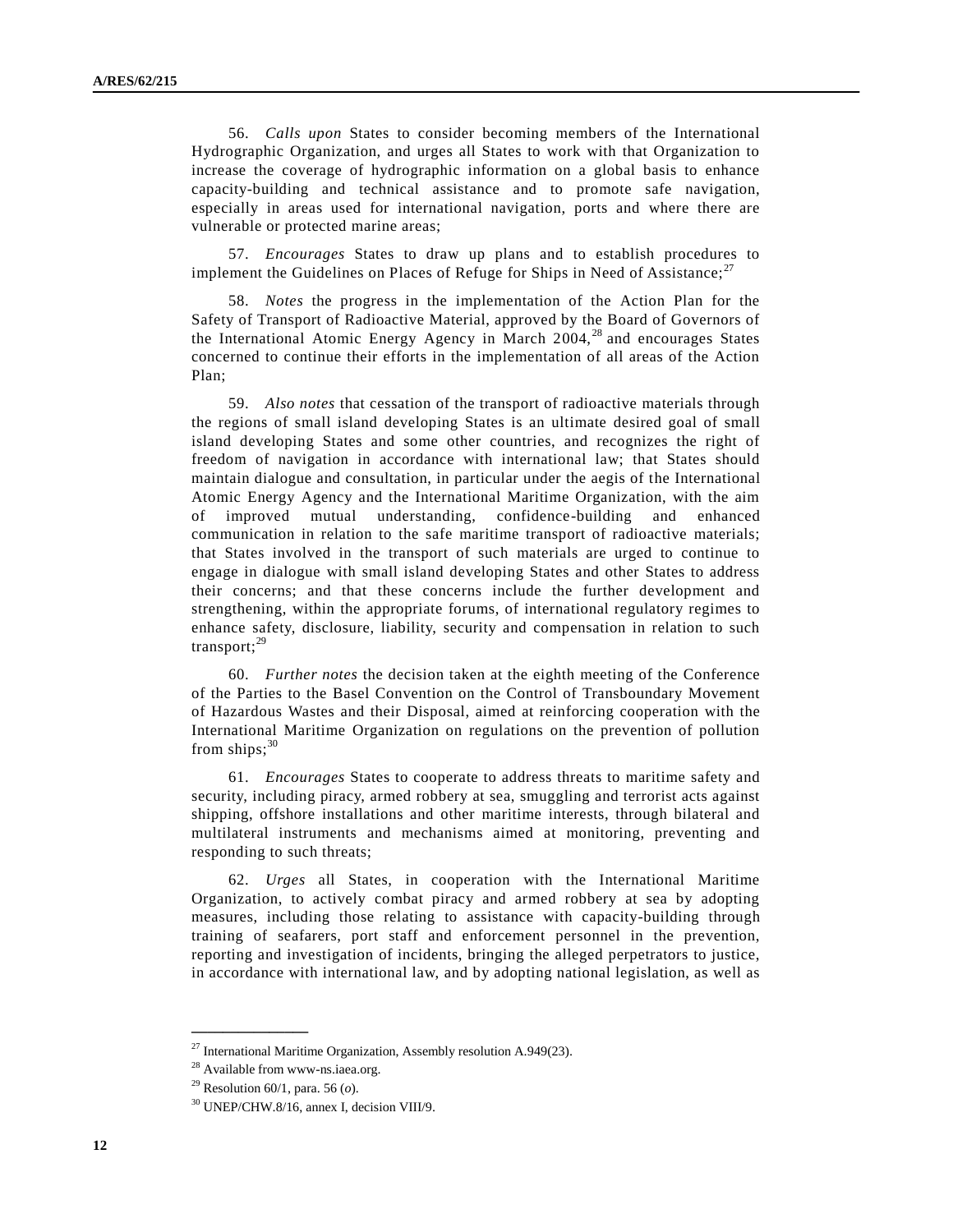56. *Calls upon* States to consider becoming members of the International Hydrographic Organization, and urges all States to work with that Organization to increase the coverage of hydrographic information on a global basis to enhance capacity-building and technical assistance and to promote safe navigation, especially in areas used for international navigation, ports and where there are vulnerable or protected marine areas;

57. *Encourages* States to draw up plans and to establish procedures to implement the Guidelines on Places of Refuge for Ships in Need of Assistance;[27]

58. *Notes* the progress in the implementation of the Action Plan for the Safety of Transport of Radioactive Material, approved by the Board of Governors of the International Atomic Energy Agency in March 2004,[28] and encourages States concerned to continue their efforts in the implementation of all areas of the Action Plan;

59. *Also notes* that cessation of the transport of radioactive materials through the regions of small island developing States is an ultimate desired goal of small island developing States and some other countries, and recognizes the right of freedom of navigation in accordance with international law; that States should maintain dialogue and consultation, in particular under the aegis of the International Atomic Energy Agency and the International Maritime Organization, with the aim of improved mutual understanding, confidence-building and enhanced communication in relation to the safe maritime transport of radioactive materials; that States involved in the transport of such materials are urged to continue to engage in dialogue with small island developing States and other States to address their concerns; and that these concerns include the further development and strengthening, within the appropriate forums, of international regulatory regimes to enhance safety, disclosure, liability, security and compensation in relation to such transport;[29]

60. *Further notes* the decision taken at the eighth meeting of the Conference of the Parties to the Basel Convention on the Control of Transboundary Movement of Hazardous Wastes and their Disposal, aimed at reinforcing cooperation with the International Maritime Organization on regulations on the prevention of pollution from ships;[30]

61. *Encourages* States to cooperate to address threats to maritime safety and security, including piracy, armed robbery at sea, smuggling and terrorist acts against shipping, offshore installations and other maritime interests, through bilateral and multilateral instruments and mechanisms aimed at monitoring, preventing and responding to such threats;

62. *Urges* all States, in cooperation with the International Maritime Organization, to actively combat piracy and armed robbery at sea by adopting measures, including those relating to assistance with capacity-building through training of seafarers, port staff and enforcement personnel in the prevention, reporting and investigation of incidents, bringing the alleged perpetrators to justice, in accordance with international law, and by adopting national legislation, as well as

---

[27] International Maritime Organization, Assembly resolution A.949(23).

[28] Available from www-ns.iaea.org.

[29] Resolution 60/1, para. 56 (*o*).

[30] UNEP/CHW.8/16, annex I, decision VIII/9.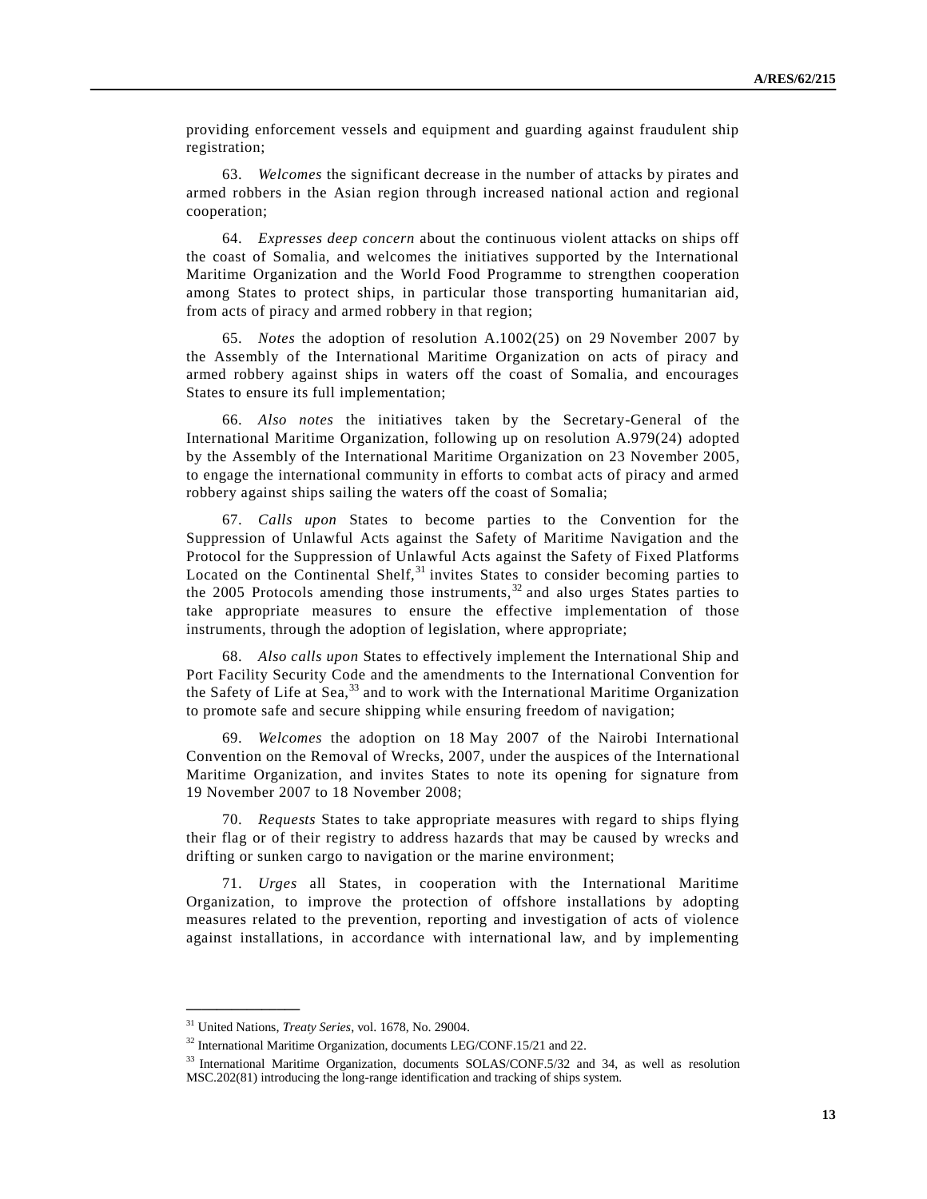providing enforcement vessels and equipment and guarding against fraudulent ship registration;

63. *Welcomes* the significant decrease in the number of attacks by pirates and armed robbers in the Asian region through increased national action and regional cooperation;

64. *Expresses deep concern* about the continuous violent attacks on ships off the coast of Somalia, and welcomes the initiatives supported by the International Maritime Organization and the World Food Programme to strengthen cooperation among States to protect ships, in particular those transporting humanitarian aid, from acts of piracy and armed robbery in that region;

65. *Notes* the adoption of resolution A.1002(25) on 29 November 2007 by the Assembly of the International Maritime Organization on acts of piracy and armed robbery against ships in waters off the coast of Somalia, and encourages States to ensure its full implementation;

66. *Also notes* the initiatives taken by the Secretary-General of the International Maritime Organization, following up on resolution A.979(24) adopted by the Assembly of the International Maritime Organization on 23 November 2005, to engage the international community in efforts to combat acts of piracy and armed robbery against ships sailing the waters off the coast of Somalia;

67. *Calls upon* States to become parties to the Convention for the Suppression of Unlawful Acts against the Safety of Maritime Navigation and the Protocol for the Suppression of Unlawful Acts against the Safety of Fixed Platforms Located on the Continental Shelf,[31] invites States to consider becoming parties to the 2005 Protocols amending those instruments,[32] and also urges States parties to take appropriate measures to ensure the effective implementation of those instruments, through the adoption of legislation, where appropriate;

68. *Also calls upon* States to effectively implement the International Ship and Port Facility Security Code and the amendments to the International Convention for the Safety of Life at Sea,[33] and to work with the International Maritime Organization to promote safe and secure shipping while ensuring freedom of navigation;

69. *Welcomes* the adoption on 18 May 2007 of the Nairobi International Convention on the Removal of Wrecks, 2007, under the auspices of the International Maritime Organization, and invites States to note its opening for signature from 19 November 2007 to 18 November 2008;

70. *Requests* States to take appropriate measures with regard to ships flying their flag or of their registry to address hazards that may be caused by wrecks and drifting or sunken cargo to navigation or the marine environment;

71. *Urges* all States, in cooperation with the International Maritime Organization, to improve the protection of offshore installations by adopting measures related to the prevention, reporting and investigation of acts of violence against installations, in accordance with international law, and by implementing

---

[31] United Nations, *Treaty Series*, vol. 1678, No. 29004.

[32] International Maritime Organization, documents LEG/CONF.15/21 and 22.

[33] International Maritime Organization, documents SOLAS/CONF.5/32 and 34, as well as resolution MSC.202(81) introducing the long-range identification and tracking of ships system.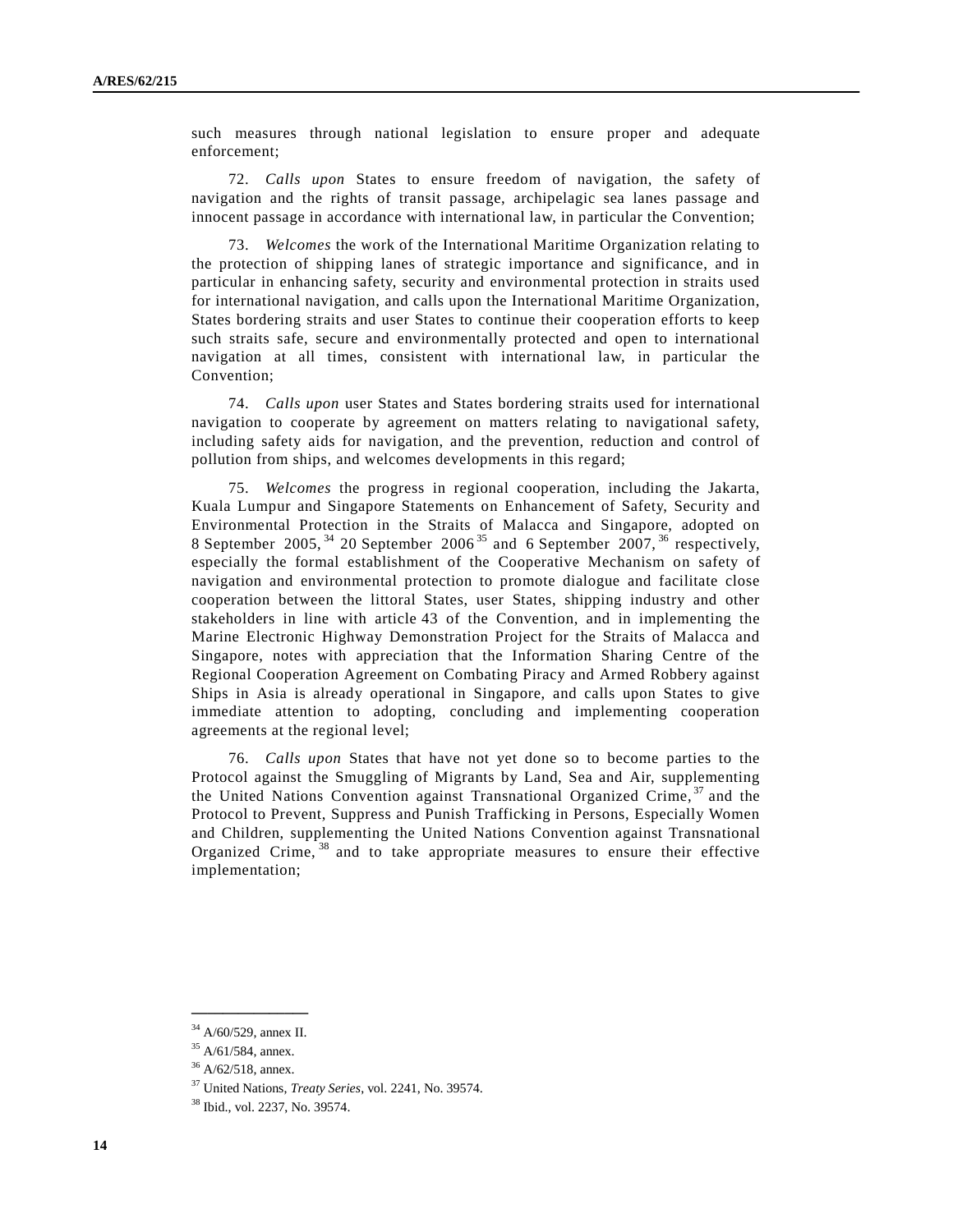such measures through national legislation to ensure proper and adequate enforcement;

72. *Calls upon* States to ensure freedom of navigation, the safety of navigation and the rights of transit passage, archipelagic sea lanes passage and innocent passage in accordance with international law, in particular the Convention;

73. *Welcomes* the work of the International Maritime Organization relating to the protection of shipping lanes of strategic importance and significance, and in particular in enhancing safety, security and environmental protection in straits used for international navigation, and calls upon the International Maritime Organization, States bordering straits and user States to continue their cooperation efforts to keep such straits safe, secure and environmentally protected and open to international navigation at all times, consistent with international law, in particular the Convention;

74. *Calls upon* user States and States bordering straits used for international navigation to cooperate by agreement on matters relating to navigational safety, including safety aids for navigation, and the prevention, reduction and control of pollution from ships, and welcomes developments in this regard;

75. *Welcomes* the progress in regional cooperation, including the Jakarta, Kuala Lumpur and Singapore Statements on Enhancement of Safety, Security and Environmental Protection in the Straits of Malacca and Singapore, adopted on 8 September 2005,[34] 20 September 2006[35] and 6 September 2007,[36] respectively, especially the formal establishment of the Cooperative Mechanism on safety of navigation and environmental protection to promote dialogue and facilitate close cooperation between the littoral States, user States, shipping industry and other stakeholders in line with article 43 of the Convention, and in implementing the Marine Electronic Highway Demonstration Project for the Straits of Malacca and Singapore, notes with appreciation that the Information Sharing Centre of the Regional Cooperation Agreement on Combating Piracy and Armed Robbery against Ships in Asia is already operational in Singapore, and calls upon States to give immediate attention to adopting, concluding and implementing cooperation agreements at the regional level;

76. *Calls upon* States that have not yet done so to become parties to the Protocol against the Smuggling of Migrants by Land, Sea and Air, supplementing the United Nations Convention against Transnational Organized Crime,[37] and the Protocol to Prevent, Suppress and Punish Trafficking in Persons, Especially Women and Children, supplementing the United Nations Convention against Transnational Organized Crime,[38] and to take appropriate measures to ensure their effective implementation;

---

[34] A/60/529, annex II.

[35] A/61/584, annex.

[36] A/62/518, annex.

[37] United Nations, *Treaty Series*, vol. 2241, No. 39574.

[38] Ibid., vol. 2237, No. 39574.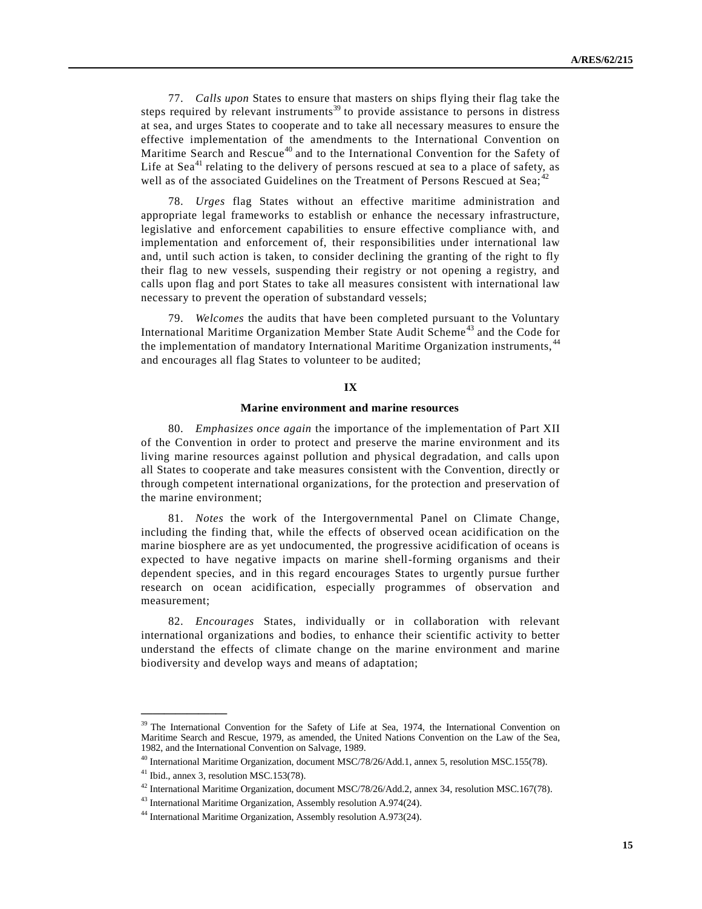77. *Calls upon* States to ensure that masters on ships flying their flag take the steps required by relevant instruments[39] to provide assistance to persons in distress at sea, and urges States to cooperate and to take all necessary measures to ensure the effective implementation of the amendments to the International Convention on Maritime Search and Rescue[40] and to the International Convention for the Safety of Life at Sea[41] relating to the delivery of persons rescued at sea to a place of safety, as well as of the associated Guidelines on the Treatment of Persons Rescued at Sea;[42]

78. *Urges* flag States without an effective maritime administration and appropriate legal frameworks to establish or enhance the necessary infrastructure, legislative and enforcement capabilities to ensure effective compliance with, and implementation and enforcement of, their responsibilities under international law and, until such action is taken, to consider declining the granting of the right to fly their flag to new vessels, suspending their registry or not opening a registry, and calls upon flag and port States to take all measures consistent with international law necessary to prevent the operation of substandard vessels;

79. *Welcomes* the audits that have been completed pursuant to the Voluntary International Maritime Organization Member State Audit Scheme[43] and the Code for the implementation of mandatory International Maritime Organization instruments,[44] and encourages all flag States to volunteer to be audited;

## IX

### Marine environment and marine resources

80. *Emphasizes once again* the importance of the implementation of Part XII of the Convention in order to protect and preserve the marine environment and its living marine resources against pollution and physical degradation, and calls upon all States to cooperate and take measures consistent with the Convention, directly or through competent international organizations, for the protection and preservation of the marine environment;

81. *Notes* the work of the Intergovernmental Panel on Climate Change, including the finding that, while the effects of observed ocean acidification on the marine biosphere are as yet undocumented, the progressive acidification of oceans is expected to have negative impacts on marine shell-forming organisms and their dependent species, and in this regard encourages States to urgently pursue further research on ocean acidification, especially programmes of observation and measurement;

82. *Encourages* States, individually or in collaboration with relevant international organizations and bodies, to enhance their scientific activity to better understand the effects of climate change on the marine environment and marine biodiversity and develop ways and means of adaptation;

---

[39] The International Convention for the Safety of Life at Sea, 1974, the International Convention on Maritime Search and Rescue, 1979, as amended, the United Nations Convention on the Law of the Sea, 1982, and the International Convention on Salvage, 1989.

[40] International Maritime Organization, document MSC/78/26/Add.1, annex 5, resolution MSC.155(78).

[41] Ibid., annex 3, resolution MSC.153(78).

[42] International Maritime Organization, document MSC/78/26/Add.2, annex 34, resolution MSC.167(78).

[43] International Maritime Organization, Assembly resolution A.974(24).

[44] International Maritime Organization, Assembly resolution A.973(24).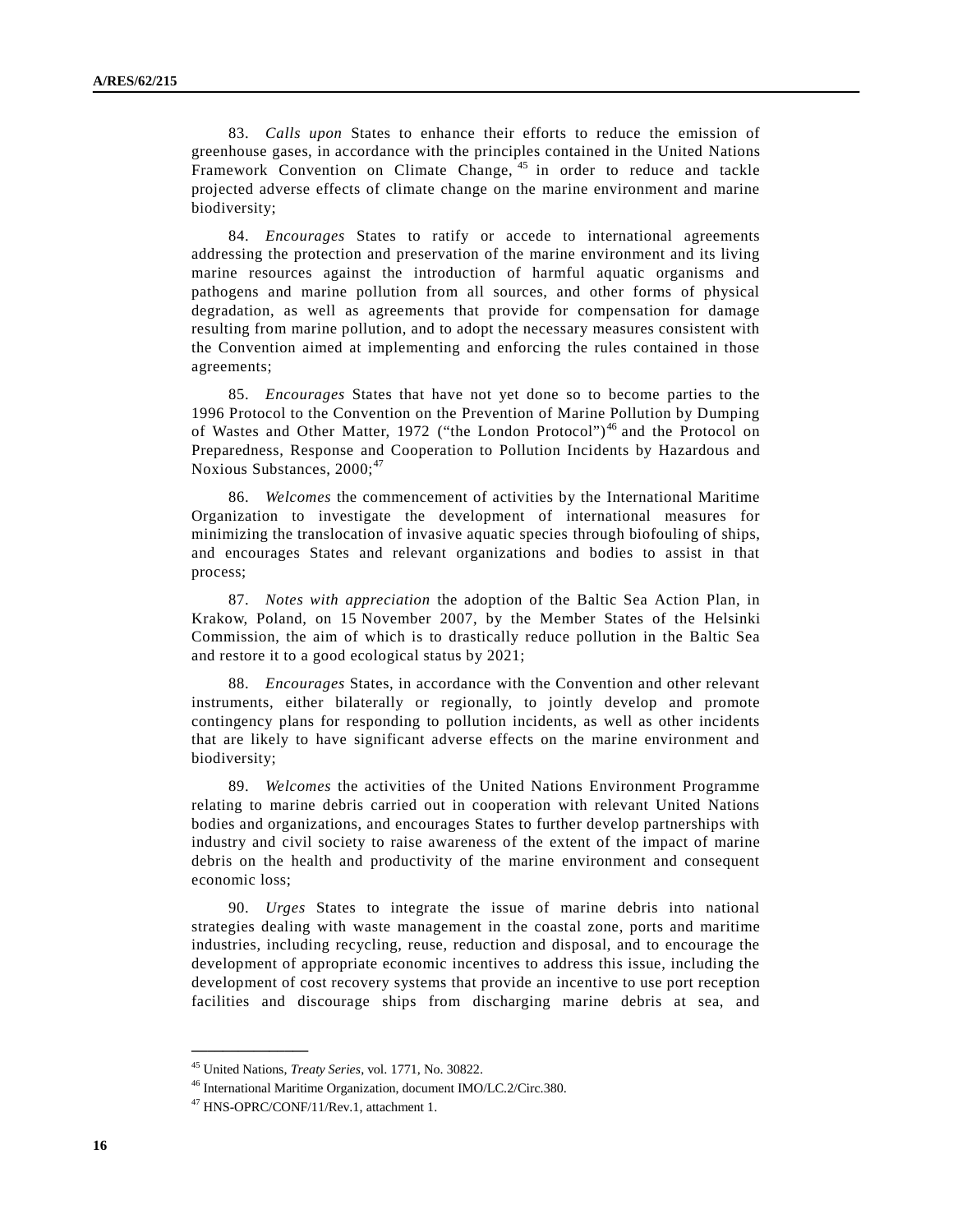83. *Calls upon* States to enhance their efforts to reduce the emission of greenhouse gases, in accordance with the principles contained in the United Nations Framework Convention on Climate Change,[45] in order to reduce and tackle projected adverse effects of climate change on the marine environment and marine biodiversity;

84. *Encourages* States to ratify or accede to international agreements addressing the protection and preservation of the marine environment and its living marine resources against the introduction of harmful aquatic organisms and pathogens and marine pollution from all sources, and other forms of physical degradation, as well as agreements that provide for compensation for damage resulting from marine pollution, and to adopt the necessary measures consistent with the Convention aimed at implementing and enforcing the rules contained in those agreements;

85. *Encourages* States that have not yet done so to become parties to the 1996 Protocol to the Convention on the Prevention of Marine Pollution by Dumping of Wastes and Other Matter, 1972 ("the London Protocol")[46] and the Protocol on Preparedness, Response and Cooperation to Pollution Incidents by Hazardous and Noxious Substances, 2000;[47]

86. *Welcomes* the commencement of activities by the International Maritime Organization to investigate the development of international measures for minimizing the translocation of invasive aquatic species through biofouling of ships, and encourages States and relevant organizations and bodies to assist in that process;

87. *Notes with appreciation* the adoption of the Baltic Sea Action Plan, in Krakow, Poland, on 15 November 2007, by the Member States of the Helsinki Commission, the aim of which is to drastically reduce pollution in the Baltic Sea and restore it to a good ecological status by 2021;

88. *Encourages* States, in accordance with the Convention and other relevant instruments, either bilaterally or regionally, to jointly develop and promote contingency plans for responding to pollution incidents, as well as other incidents that are likely to have significant adverse effects on the marine environment and biodiversity;

89. *Welcomes* the activities of the United Nations Environment Programme relating to marine debris carried out in cooperation with relevant United Nations bodies and organizations, and encourages States to further develop partnerships with industry and civil society to raise awareness of the extent of the impact of marine debris on the health and productivity of the marine environment and consequent economic loss;

90. *Urges* States to integrate the issue of marine debris into national strategies dealing with waste management in the coastal zone, ports and maritime industries, including recycling, reuse, reduction and disposal, and to encourage the development of appropriate economic incentives to address this issue, including the development of cost recovery systems that provide an incentive to use port reception facilities and discourage ships from discharging marine debris at sea, and

---

[45] United Nations, *Treaty Series*, vol. 1771, No. 30822.

[46] International Maritime Organization, document IMO/LC.2/Circ.380.

[47] HNS-OPRC/CONF/11/Rev.1, attachment 1.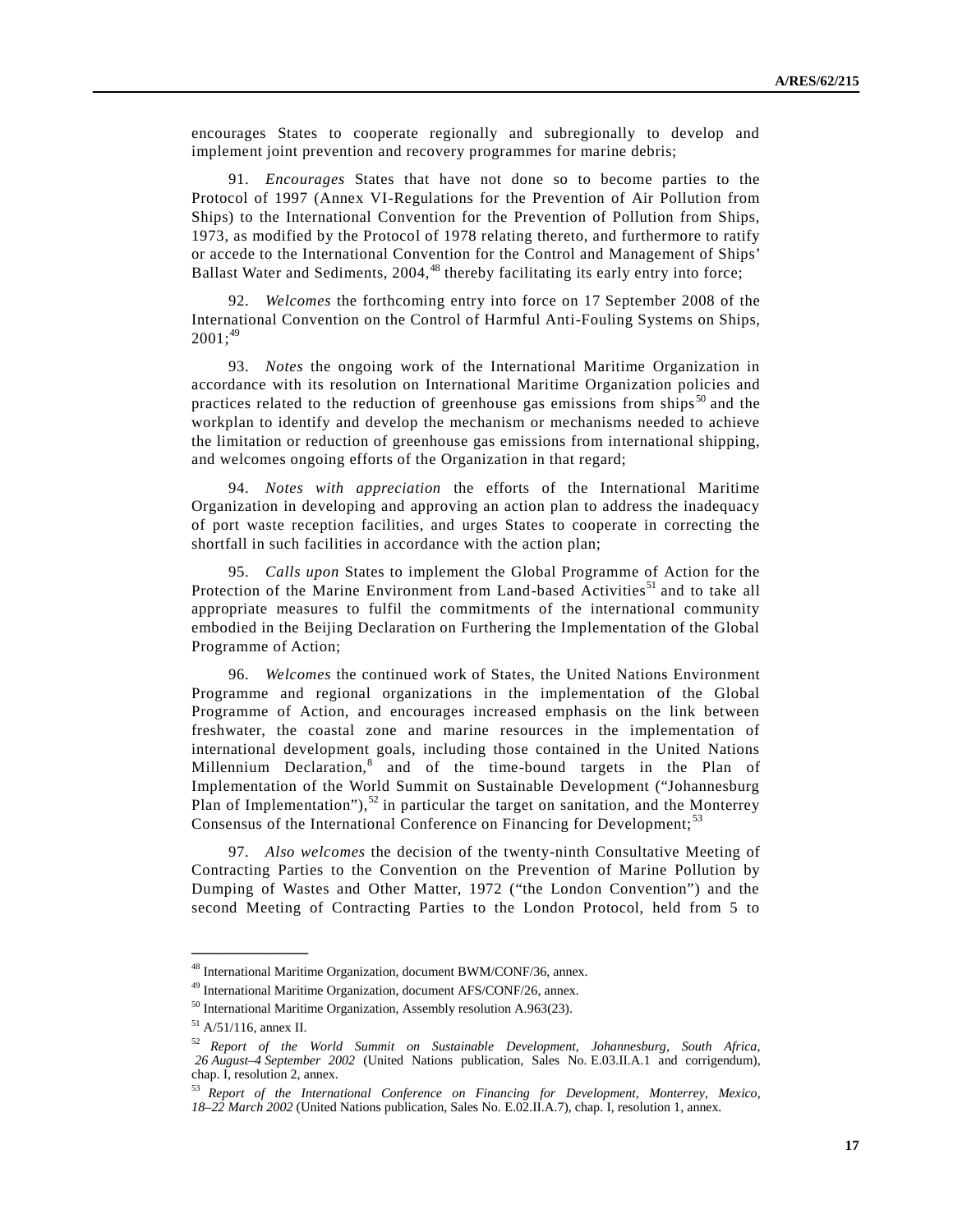encourages States to cooperate regionally and subregionally to develop and implement joint prevention and recovery programmes for marine debris;

91. *Encourages* States that have not done so to become parties to the Protocol of 1997 (Annex VI-Regulations for the Prevention of Air Pollution from Ships) to the International Convention for the Prevention of Pollution from Ships, 1973, as modified by the Protocol of 1978 relating thereto, and furthermore to ratify or accede to the International Convention for the Control and Management of Ships' Ballast Water and Sediments, 2004,[48] thereby facilitating its early entry into force;

92. *Welcomes* the forthcoming entry into force on 17 September 2008 of the International Convention on the Control of Harmful Anti-Fouling Systems on Ships, 2001;[49]

93. *Notes* the ongoing work of the International Maritime Organization in accordance with its resolution on International Maritime Organization policies and practices related to the reduction of greenhouse gas emissions from ships[50] and the workplan to identify and develop the mechanism or mechanisms needed to achieve the limitation or reduction of greenhouse gas emissions from international shipping, and welcomes ongoing efforts of the Organization in that regard;

94. *Notes with appreciation* the efforts of the International Maritime Organization in developing and approving an action plan to address the inadequacy of port waste reception facilities, and urges States to cooperate in correcting the shortfall in such facilities in accordance with the action plan;

95. *Calls upon* States to implement the Global Programme of Action for the Protection of the Marine Environment from Land-based Activities[51] and to take all appropriate measures to fulfil the commitments of the international community embodied in the Beijing Declaration on Furthering the Implementation of the Global Programme of Action;

96. *Welcomes* the continued work of States, the United Nations Environment Programme and regional organizations in the implementation of the Global Programme of Action, and encourages increased emphasis on the link between freshwater, the coastal zone and marine resources in the implementation of international development goals, including those contained in the United Nations Millennium Declaration,[8] and of the time-bound targets in the Plan of Implementation of the World Summit on Sustainable Development ("Johannesburg Plan of Implementation"),[52] in particular the target on sanitation, and the Monterrey Consensus of the International Conference on Financing for Development;[53]

97. *Also welcomes* the decision of the twenty-ninth Consultative Meeting of Contracting Parties to the Convention on the Prevention of Marine Pollution by Dumping of Wastes and Other Matter, 1972 ("the London Convention") and the second Meeting of Contracting Parties to the London Protocol, held from 5 to

---

[48] International Maritime Organization, document BWM/CONF/36, annex.

[49] International Maritime Organization, document AFS/CONF/26, annex.

[50] International Maritime Organization, Assembly resolution A.963(23).

[51] A/51/116, annex II.

[52] *Report of the World Summit on Sustainable Development, Johannesburg, South Africa, 26 August–4 September 2002* (United Nations publication, Sales No. E.03.II.A.1 and corrigendum), chap. I, resolution 2, annex.

[53] *Report of the International Conference on Financing for Development, Monterrey, Mexico, 18–22 March 2002* (United Nations publication, Sales No. E.02.II.A.7), chap. I, resolution 1, annex.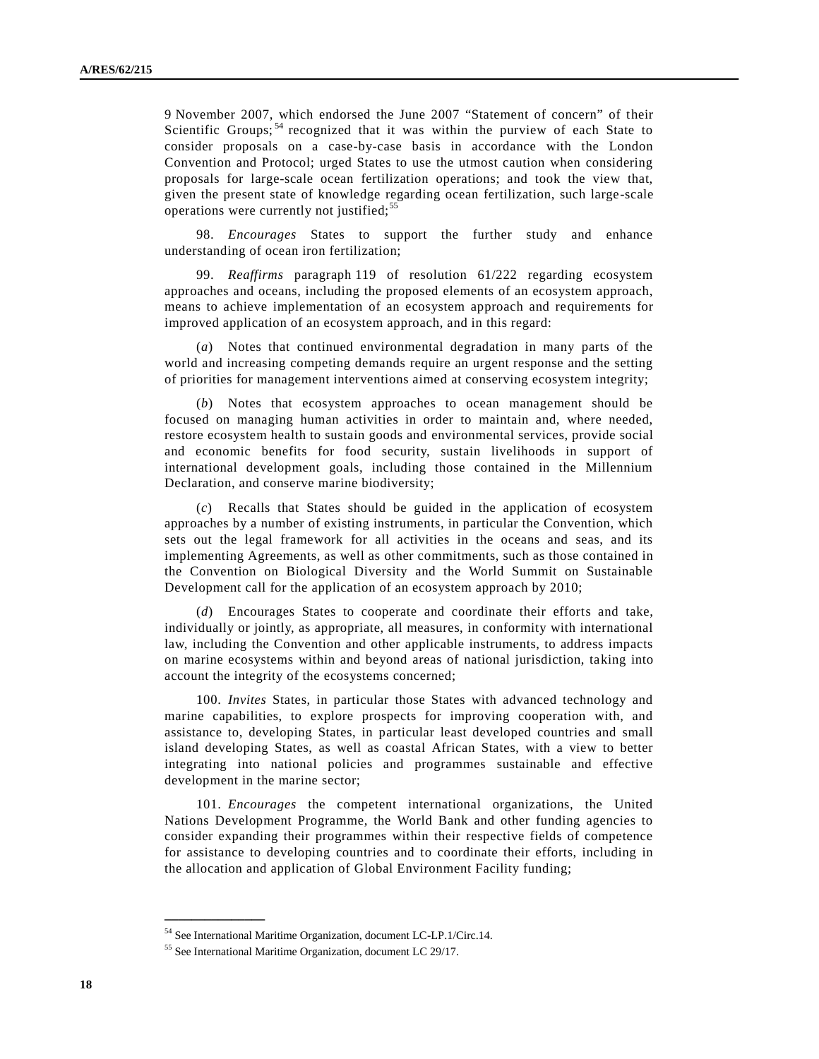9 November 2007, which endorsed the June 2007 “Statement of concern” of their Scientific Groups;[54] recognized that it was within the purview of each State to consider proposals on a case-by-case basis in accordance with the London Convention and Protocol; urged States to use the utmost caution when considering proposals for large-scale ocean fertilization operations; and took the view that, given the present state of knowledge regarding ocean fertilization, such large-scale operations were currently not justified;[55]

98. *Encourages* States to support the further study and enhance understanding of ocean iron fertilization;

99. *Reaffirms* paragraph 119 of resolution 61/222 regarding ecosystem approaches and oceans, including the proposed elements of an ecosystem approach, means to achieve implementation of an ecosystem approach and requirements for improved application of an ecosystem approach, and in this regard:

(*a*) Notes that continued environmental degradation in many parts of the world and increasing competing demands require an urgent response and the setting of priorities for management interventions aimed at conserving ecosystem integrity;

(*b*) Notes that ecosystem approaches to ocean management should be focused on managing human activities in order to maintain and, where needed, restore ecosystem health to sustain goods and environmental services, provide social and economic benefits for food security, sustain livelihoods in support of international development goals, including those contained in the Millennium Declaration, and conserve marine biodiversity;

(*c*) Recalls that States should be guided in the application of ecosystem approaches by a number of existing instruments, in particular the Convention, which sets out the legal framework for all activities in the oceans and seas, and its implementing Agreements, as well as other commitments, such as those contained in the Convention on Biological Diversity and the World Summit on Sustainable Development call for the application of an ecosystem approach by 2010;

(*d*) Encourages States to cooperate and coordinate their efforts and take, individually or jointly, as appropriate, all measures, in conformity with international law, including the Convention and other applicable instruments, to address impacts on marine ecosystems within and beyond areas of national jurisdiction, taking into account the integrity of the ecosystems concerned;

100. *Invites* States, in particular those States with advanced technology and marine capabilities, to explore prospects for improving cooperation with, and assistance to, developing States, in particular least developed countries and small island developing States, as well as coastal African States, with a view to better integrating into national policies and programmes sustainable and effective development in the marine sector;

101. *Encourages* the competent international organizations, the United Nations Development Programme, the World Bank and other funding agencies to consider expanding their programmes within their respective fields of competence for assistance to developing countries and to coordinate their efforts, including in the allocation and application of Global Environment Facility funding;

---

[54] See International Maritime Organization, document LC-LP.1/Circ.14.

[55] See International Maritime Organization, document LC 29/17.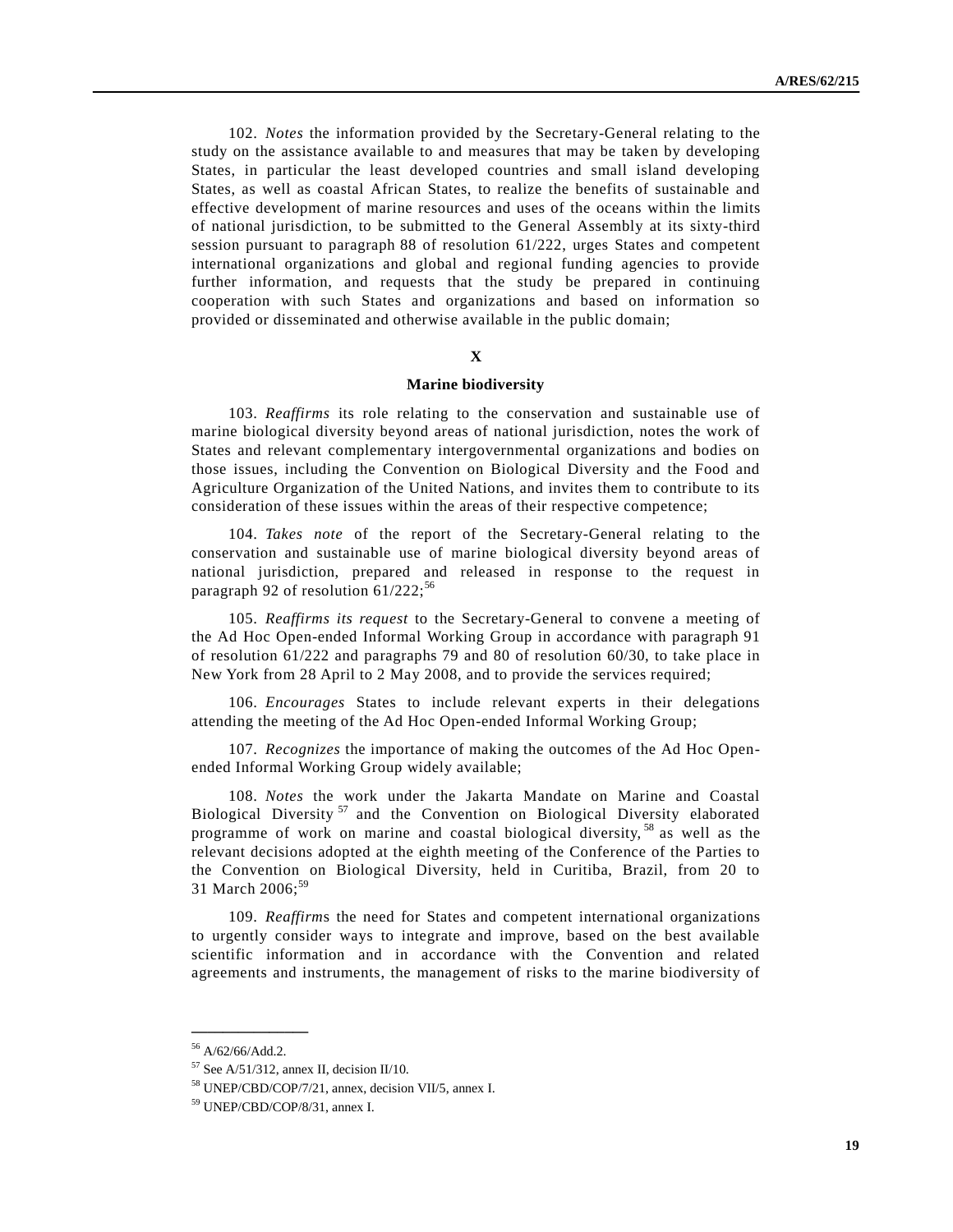102. *Notes* the information provided by the Secretary-General relating to the study on the assistance available to and measures that may be taken by developing States, in particular the least developed countries and small island developing States, as well as coastal African States, to realize the benefits of sustainable and effective development of marine resources and uses of the oceans within the limits of national jurisdiction, to be submitted to the General Assembly at its sixty-third session pursuant to paragraph 88 of resolution 61/222, urges States and competent international organizations and global and regional funding agencies to provide further information, and requests that the study be prepared in continuing cooperation with such States and organizations and based on information so provided or disseminated and otherwise available in the public domain;

## X

## Marine biodiversity

103. *Reaffirms* its role relating to the conservation and sustainable use of marine biological diversity beyond areas of national jurisdiction, notes the work of States and relevant complementary intergovernmental organizations and bodies on those issues, including the Convention on Biological Diversity and the Food and Agriculture Organization of the United Nations, and invites them to contribute to its consideration of these issues within the areas of their respective competence;

104. *Takes note* of the report of the Secretary-General relating to the conservation and sustainable use of marine biological diversity beyond areas of national jurisdiction, prepared and released in response to the request in paragraph 92 of resolution 61/222;[56]

105. *Reaffirms its request* to the Secretary-General to convene a meeting of the Ad Hoc Open-ended Informal Working Group in accordance with paragraph 91 of resolution 61/222 and paragraphs 79 and 80 of resolution 60/30, to take place in New York from 28 April to 2 May 2008, and to provide the services required;

106. *Encourages* States to include relevant experts in their delegations attending the meeting of the Ad Hoc Open-ended Informal Working Group;

107. *Recognizes* the importance of making the outcomes of the Ad Hoc Open-ended Informal Working Group widely available;

108. *Notes* the work under the Jakarta Mandate on Marine and Coastal Biological Diversity[57] and the Convention on Biological Diversity elaborated programme of work on marine and coastal biological diversity,[58] as well as the relevant decisions adopted at the eighth meeting of the Conference of the Parties to the Convention on Biological Diversity, held in Curitiba, Brazil, from 20 to 31 March 2006;[59]

109. *Reaffirms* the need for States and competent international organizations to urgently consider ways to integrate and improve, based on the best available scientific information and in accordance with the Convention and related agreements and instruments, the management of risks to the marine biodiversity of

---

[56] A/62/66/Add.2.

[57] See A/51/312, annex II, decision II/10.

[58] UNEP/CBD/COP/7/21, annex, decision VII/5, annex I.

[59] UNEP/CBD/COP/8/31, annex I.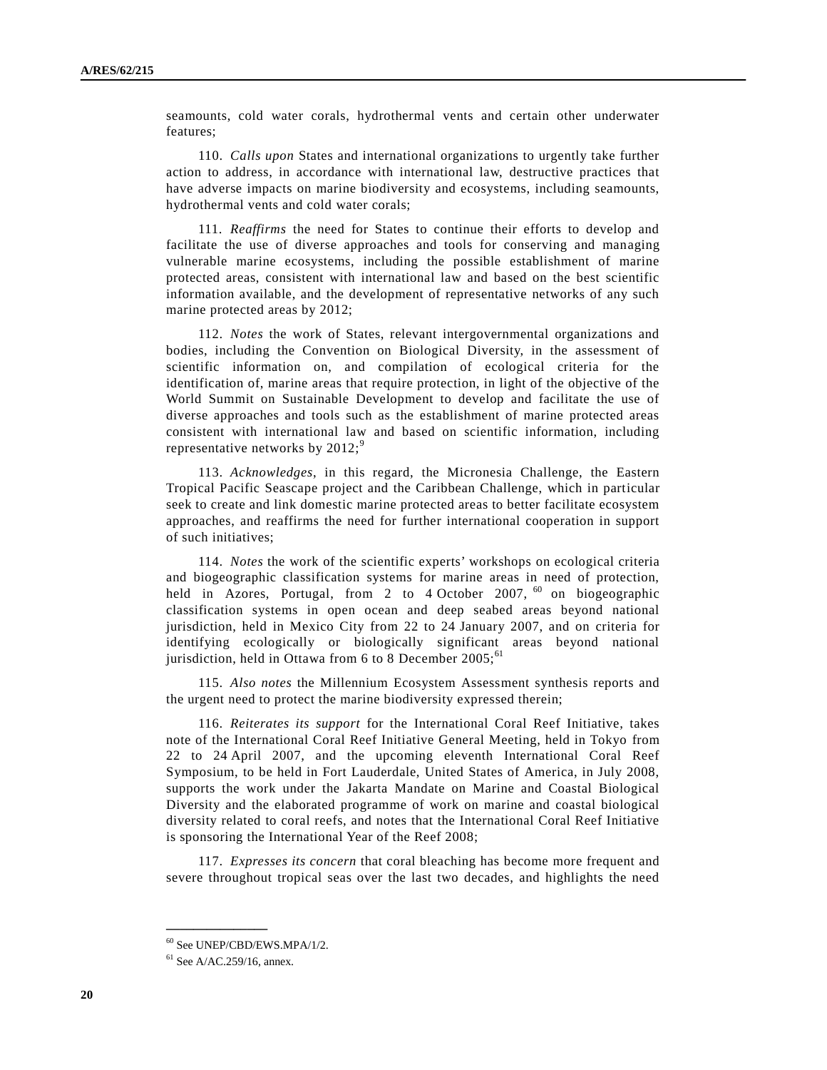seamounts, cold water corals, hydrothermal vents and certain other underwater features;

110. *Calls upon* States and international organizations to urgently take further action to address, in accordance with international law, destructive practices that have adverse impacts on marine biodiversity and ecosystems, including seamounts, hydrothermal vents and cold water corals;

111. *Reaffirms* the need for States to continue their efforts to develop and facilitate the use of diverse approaches and tools for conserving and managing vulnerable marine ecosystems, including the possible establishment of marine protected areas, consistent with international law and based on the best scientific information available, and the development of representative networks of any such marine protected areas by 2012;

112. *Notes* the work of States, relevant intergovernmental organizations and bodies, including the Convention on Biological Diversity, in the assessment of scientific information on, and compilation of ecological criteria for the identification of, marine areas that require protection, in light of the objective of the World Summit on Sustainable Development to develop and facilitate the use of diverse approaches and tools such as the establishment of marine protected areas consistent with international law and based on scientific information, including representative networks by 2012;[9]

113. *Acknowledges*, in this regard, the Micronesia Challenge, the Eastern Tropical Pacific Seascape project and the Caribbean Challenge, which in particular seek to create and link domestic marine protected areas to better facilitate ecosystem approaches, and reaffirms the need for further international cooperation in support of such initiatives;

114. *Notes* the work of the scientific experts' workshops on ecological criteria and biogeographic classification systems for marine areas in need of protection, held in Azores, Portugal, from 2 to 4 October 2007,[60] on biogeographic classification systems in open ocean and deep seabed areas beyond national jurisdiction, held in Mexico City from 22 to 24 January 2007, and on criteria for identifying ecologically or biologically significant areas beyond national jurisdiction, held in Ottawa from 6 to 8 December 2005;[61]

115. *Also notes* the Millennium Ecosystem Assessment synthesis reports and the urgent need to protect the marine biodiversity expressed therein;

116. *Reiterates its support* for the International Coral Reef Initiative, takes note of the International Coral Reef Initiative General Meeting, held in Tokyo from 22 to 24 April 2007, and the upcoming eleventh International Coral Reef Symposium, to be held in Fort Lauderdale, United States of America, in July 2008, supports the work under the Jakarta Mandate on Marine and Coastal Biological Diversity and the elaborated programme of work on marine and coastal biological diversity related to coral reefs, and notes that the International Coral Reef Initiative is sponsoring the International Year of the Reef 2008;

117. *Expresses its concern* that coral bleaching has become more frequent and severe throughout tropical seas over the last two decades, and highlights the need

---

[60] See UNEP/CBD/EWS.MPA/1/2.

[61] See A/AC.259/16, annex.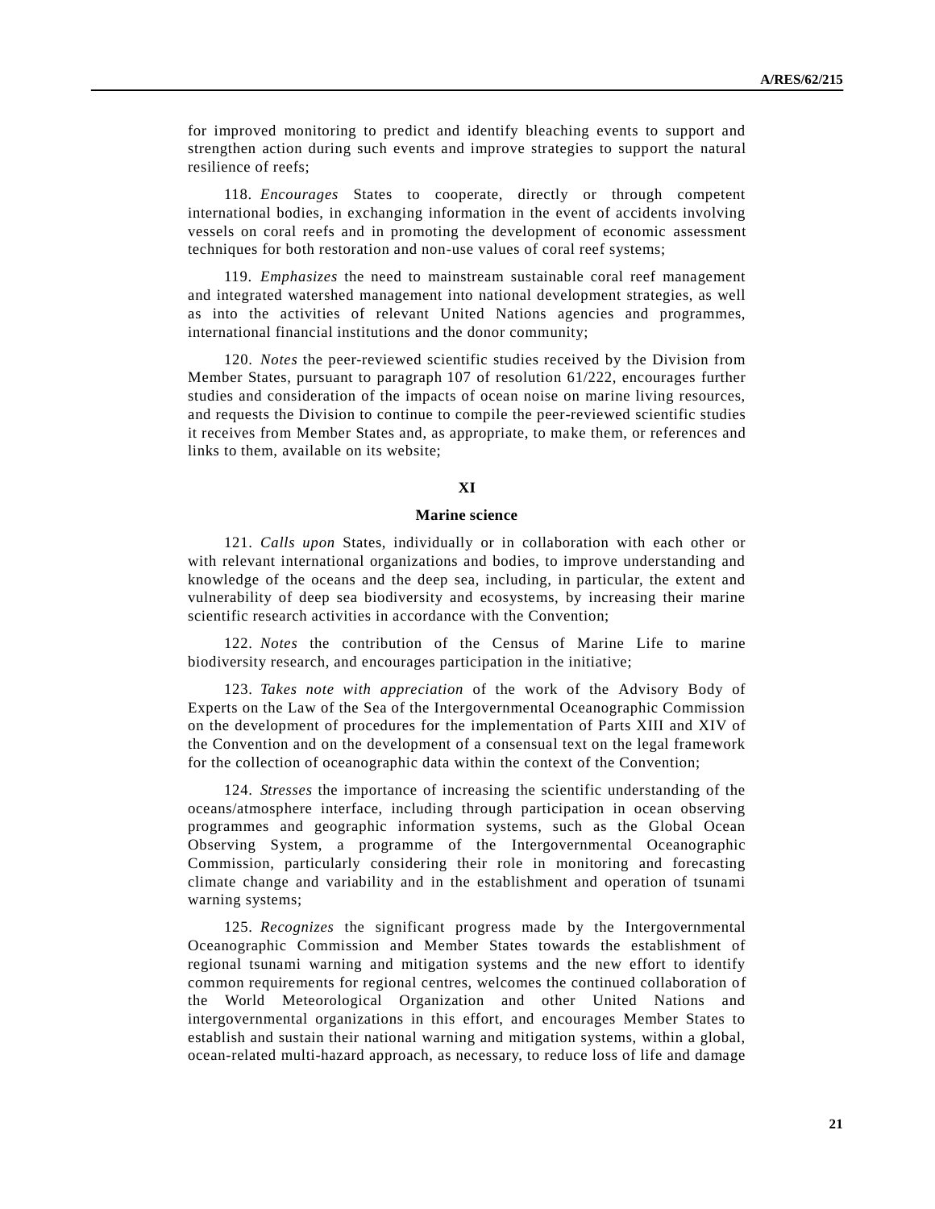for improved monitoring to predict and identify bleaching events to support and strengthen action during such events and improve strategies to support the natural resilience of reefs;

118. *Encourages* States to cooperate, directly or through competent international bodies, in exchanging information in the event of accidents involving vessels on coral reefs and in promoting the development of economic assessment techniques for both restoration and non-use values of coral reef systems;

119. *Emphasizes* the need to mainstream sustainable coral reef management and integrated watershed management into national development strategies, as well as into the activities of relevant United Nations agencies and programmes, international financial institutions and the donor community;

120. *Notes* the peer-reviewed scientific studies received by the Division from Member States, pursuant to paragraph 107 of resolution 61/222, encourages further studies and consideration of the impacts of ocean noise on marine living resources, and requests the Division to continue to compile the peer-reviewed scientific studies it receives from Member States and, as appropriate, to make them, or references and links to them, available on its website;

## XI

## Marine science

121. *Calls upon* States, individually or in collaboration with each other or with relevant international organizations and bodies, to improve understanding and knowledge of the oceans and the deep sea, including, in particular, the extent and vulnerability of deep sea biodiversity and ecosystems, by increasing their marine scientific research activities in accordance with the Convention;

122. *Notes* the contribution of the Census of Marine Life to marine biodiversity research, and encourages participation in the initiative;

123. *Takes note with appreciation* of the work of the Advisory Body of Experts on the Law of the Sea of the Intergovernmental Oceanographic Commission on the development of procedures for the implementation of Parts XIII and XIV of the Convention and on the development of a consensual text on the legal framework for the collection of oceanographic data within the context of the Convention;

124. *Stresses* the importance of increasing the scientific understanding of the oceans/atmosphere interface, including through participation in ocean observing programmes and geographic information systems, such as the Global Ocean Observing System, a programme of the Intergovernmental Oceanographic Commission, particularly considering their role in monitoring and forecasting climate change and variability and in the establishment and operation of tsunami warning systems;

125. *Recognizes* the significant progress made by the Intergovernmental Oceanographic Commission and Member States towards the establishment of regional tsunami warning and mitigation systems and the new effort to identify common requirements for regional centres, welcomes the continued collaboration of the World Meteorological Organization and other United Nations and intergovernmental organizations in this effort, and encourages Member States to establish and sustain their national warning and mitigation systems, within a global, ocean-related multi-hazard approach, as necessary, to reduce loss of life and damage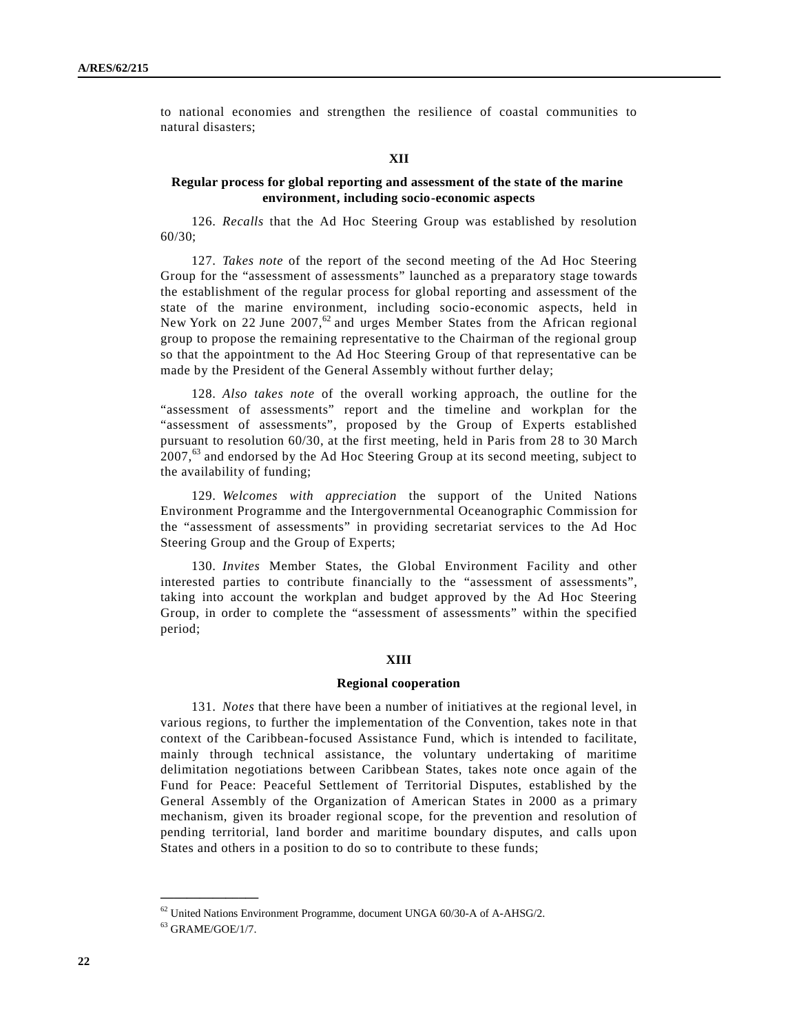to national economies and strengthen the resilience of coastal communities to natural disasters;

## XII

### Regular process for global reporting and assessment of the state of the marine environment, including socio-economic aspects

126. *Recalls* that the Ad Hoc Steering Group was established by resolution 60/30;

127. *Takes note* of the report of the second meeting of the Ad Hoc Steering Group for the "assessment of assessments" launched as a preparatory stage towards the establishment of the regular process for global reporting and assessment of the state of the marine environment, including socio-economic aspects, held in New York on 22 June 2007,[62] and urges Member States from the African regional group to propose the remaining representative to the Chairman of the regional group so that the appointment to the Ad Hoc Steering Group of that representative can be made by the President of the General Assembly without further delay;

128. *Also takes note* of the overall working approach, the outline for the "assessment of assessments" report and the timeline and workplan for the "assessment of assessments", proposed by the Group of Experts established pursuant to resolution 60/30, at the first meeting, held in Paris from 28 to 30 March 2007,[63] and endorsed by the Ad Hoc Steering Group at its second meeting, subject to the availability of funding;

129. *Welcomes with appreciation* the support of the United Nations Environment Programme and the Intergovernmental Oceanographic Commission for the "assessment of assessments" in providing secretariat services to the Ad Hoc Steering Group and the Group of Experts;

130. *Invites* Member States, the Global Environment Facility and other interested parties to contribute financially to the "assessment of assessments", taking into account the workplan and budget approved by the Ad Hoc Steering Group, in order to complete the "assessment of assessments" within the specified period;

## XIII

### Regional cooperation

131. *Notes* that there have been a number of initiatives at the regional level, in various regions, to further the implementation of the Convention, takes note in that context of the Caribbean-focused Assistance Fund, which is intended to facilitate, mainly through technical assistance, the voluntary undertaking of maritime delimitation negotiations between Caribbean States, takes note once again of the Fund for Peace: Peaceful Settlement of Territorial Disputes, established by the General Assembly of the Organization of American States in 2000 as a primary mechanism, given its broader regional scope, for the prevention and resolution of pending territorial, land border and maritime boundary disputes, and calls upon States and others in a position to do so to contribute to these funds;

---

[62] United Nations Environment Programme, document UNGA 60/30-A of A-AHSG/2.

[63] GRAME/GOE/1/7.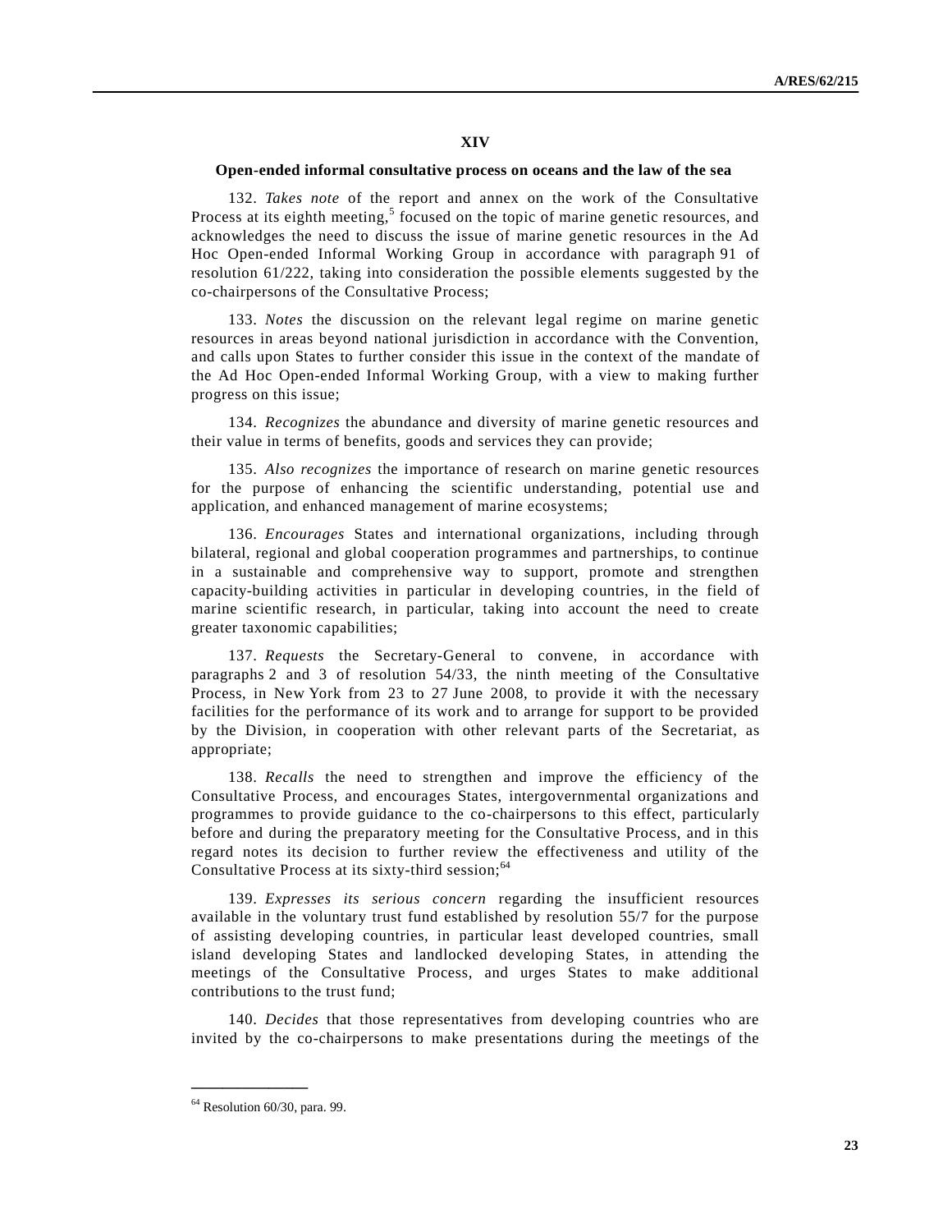## XIV

### Open-ended informal consultative process on oceans and the law of the sea

132. *Takes note* of the report and annex on the work of the Consultative Process at its eighth meeting,[5] focused on the topic of marine genetic resources, and acknowledges the need to discuss the issue of marine genetic resources in the Ad Hoc Open-ended Informal Working Group in accordance with paragraph 91 of resolution 61/222, taking into consideration the possible elements suggested by the co-chairpersons of the Consultative Process;

133. *Notes* the discussion on the relevant legal regime on marine genetic resources in areas beyond national jurisdiction in accordance with the Convention, and calls upon States to further consider this issue in the context of the mandate of the Ad Hoc Open-ended Informal Working Group, with a view to making further progress on this issue;

134. *Recognizes* the abundance and diversity of marine genetic resources and their value in terms of benefits, goods and services they can provide;

135. *Also recognizes* the importance of research on marine genetic resources for the purpose of enhancing the scientific understanding, potential use and application, and enhanced management of marine ecosystems;

136. *Encourages* States and international organizations, including through bilateral, regional and global cooperation programmes and partnerships, to continue in a sustainable and comprehensive way to support, promote and strengthen capacity-building activities in particular in developing countries, in the field of marine scientific research, in particular, taking into account the need to create greater taxonomic capabilities;

137. *Requests* the Secretary-General to convene, in accordance with paragraphs 2 and 3 of resolution 54/33, the ninth meeting of the Consultative Process, in New York from 23 to 27 June 2008, to provide it with the necessary facilities for the performance of its work and to arrange for support to be provided by the Division, in cooperation with other relevant parts of the Secretariat, as appropriate;

138. *Recalls* the need to strengthen and improve the efficiency of the Consultative Process, and encourages States, intergovernmental organizations and programmes to provide guidance to the co-chairpersons to this effect, particularly before and during the preparatory meeting for the Consultative Process, and in this regard notes its decision to further review the effectiveness and utility of the Consultative Process at its sixty-third session;[64]

139. *Expresses its serious concern* regarding the insufficient resources available in the voluntary trust fund established by resolution 55/7 for the purpose of assisting developing countries, in particular least developed countries, small island developing States and landlocked developing States, in attending the meetings of the Consultative Process, and urges States to make additional contributions to the trust fund;

140. *Decides* that those representatives from developing countries who are invited by the co-chairpersons to make presentations during the meetings of the

[64] Resolution 60/30, para. 99.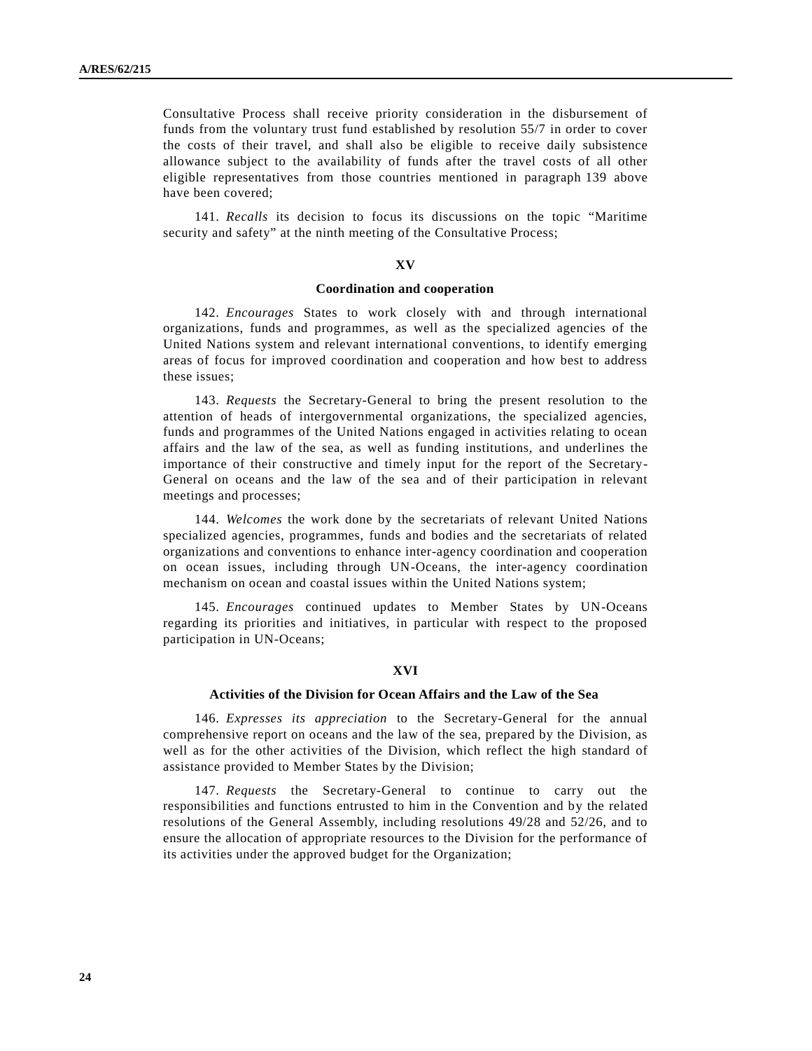Consultative Process shall receive priority consideration in the disbursement of funds from the voluntary trust fund established by resolution 55/7 in order to cover the costs of their travel, and shall also be eligible to receive daily subsistence allowance subject to the availability of funds after the travel costs of all other eligible representatives from those countries mentioned in paragraph 139 above have been covered;

141. *Recalls* its decision to focus its discussions on the topic "Maritime security and safety" at the ninth meeting of the Consultative Process;

## XV

### Coordination and cooperation

142. *Encourages* States to work closely with and through international organizations, funds and programmes, as well as the specialized agencies of the United Nations system and relevant international conventions, to identify emerging areas of focus for improved coordination and cooperation and how best to address these issues;

143. *Requests* the Secretary-General to bring the present resolution to the attention of heads of intergovernmental organizations, the specialized agencies, funds and programmes of the United Nations engaged in activities relating to ocean affairs and the law of the sea, as well as funding institutions, and underlines the importance of their constructive and timely input for the report of the Secretary-General on oceans and the law of the sea and of their participation in relevant meetings and processes;

144. *Welcomes* the work done by the secretariats of relevant United Nations specialized agencies, programmes, funds and bodies and the secretariats of related organizations and conventions to enhance inter-agency coordination and cooperation on ocean issues, including through UN-Oceans, the inter-agency coordination mechanism on ocean and coastal issues within the United Nations system;

145. *Encourages* continued updates to Member States by UN-Oceans regarding its priorities and initiatives, in particular with respect to the proposed participation in UN-Oceans;

## XVI

### Activities of the Division for Ocean Affairs and the Law of the Sea

146. *Expresses its appreciation* to the Secretary-General for the annual comprehensive report on oceans and the law of the sea, prepared by the Division, as well as for the other activities of the Division, which reflect the high standard of assistance provided to Member States by the Division;

147. *Requests* the Secretary-General to continue to carry out the responsibilities and functions entrusted to him in the Convention and by the related resolutions of the General Assembly, including resolutions 49/28 and 52/26, and to ensure the allocation of appropriate resources to the Division for the performance of its activities under the approved budget for the Organization;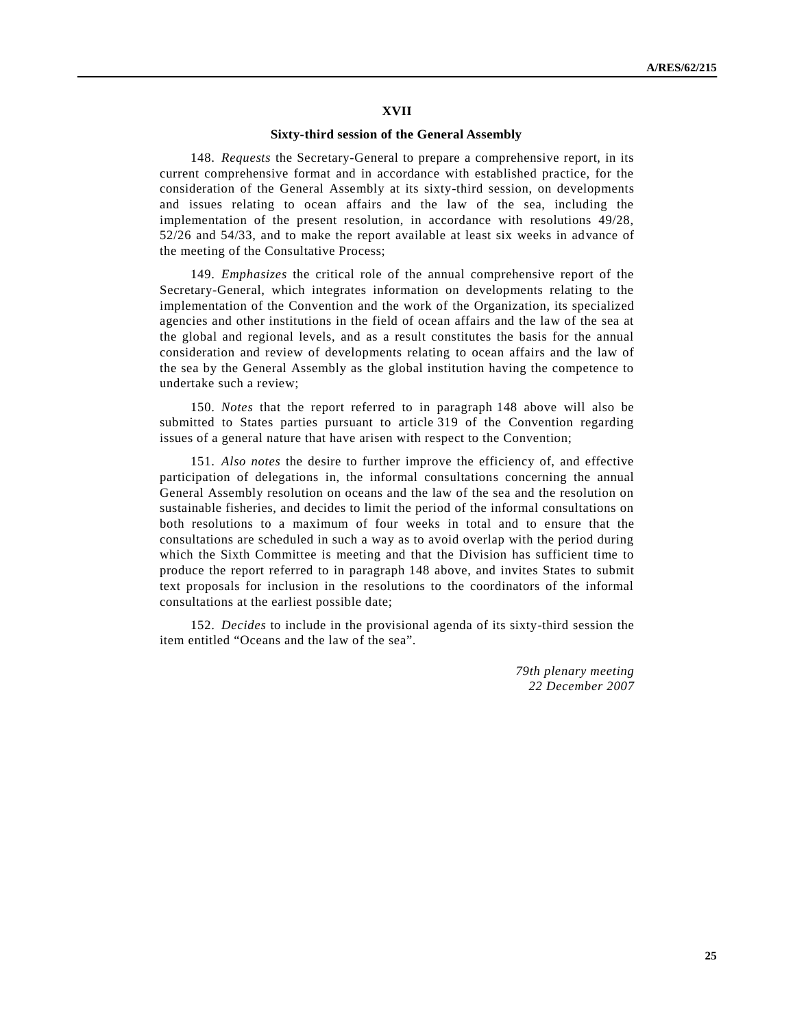## XVII

### Sixty-third session of the General Assembly

148. *Requests* the Secretary-General to prepare a comprehensive report, in its current comprehensive format and in accordance with established practice, for the consideration of the General Assembly at its sixty-third session, on developments and issues relating to ocean affairs and the law of the sea, including the implementation of the present resolution, in accordance with resolutions 49/28, 52/26 and 54/33, and to make the report available at least six weeks in advance of the meeting of the Consultative Process;

149. *Emphasizes* the critical role of the annual comprehensive report of the Secretary-General, which integrates information on developments relating to the implementation of the Convention and the work of the Organization, its specialized agencies and other institutions in the field of ocean affairs and the law of the sea at the global and regional levels, and as a result constitutes the basis for the annual consideration and review of developments relating to ocean affairs and the law of the sea by the General Assembly as the global institution having the competence to undertake such a review;

150. *Notes* that the report referred to in paragraph 148 above will also be submitted to States parties pursuant to article 319 of the Convention regarding issues of a general nature that have arisen with respect to the Convention;

151. *Also notes* the desire to further improve the efficiency of, and effective participation of delegations in, the informal consultations concerning the annual General Assembly resolution on oceans and the law of the sea and the resolution on sustainable fisheries, and decides to limit the period of the informal consultations on both resolutions to a maximum of four weeks in total and to ensure that the consultations are scheduled in such a way as to avoid overlap with the period during which the Sixth Committee is meeting and that the Division has sufficient time to produce the report referred to in paragraph 148 above, and invites States to submit text proposals for inclusion in the resolutions to the coordinators of the informal consultations at the earliest possible date;

152. *Decides* to include in the provisional agenda of its sixty-third session the item entitled "Oceans and the law of the sea".

*79th plenary meeting*
*22 December 2007*